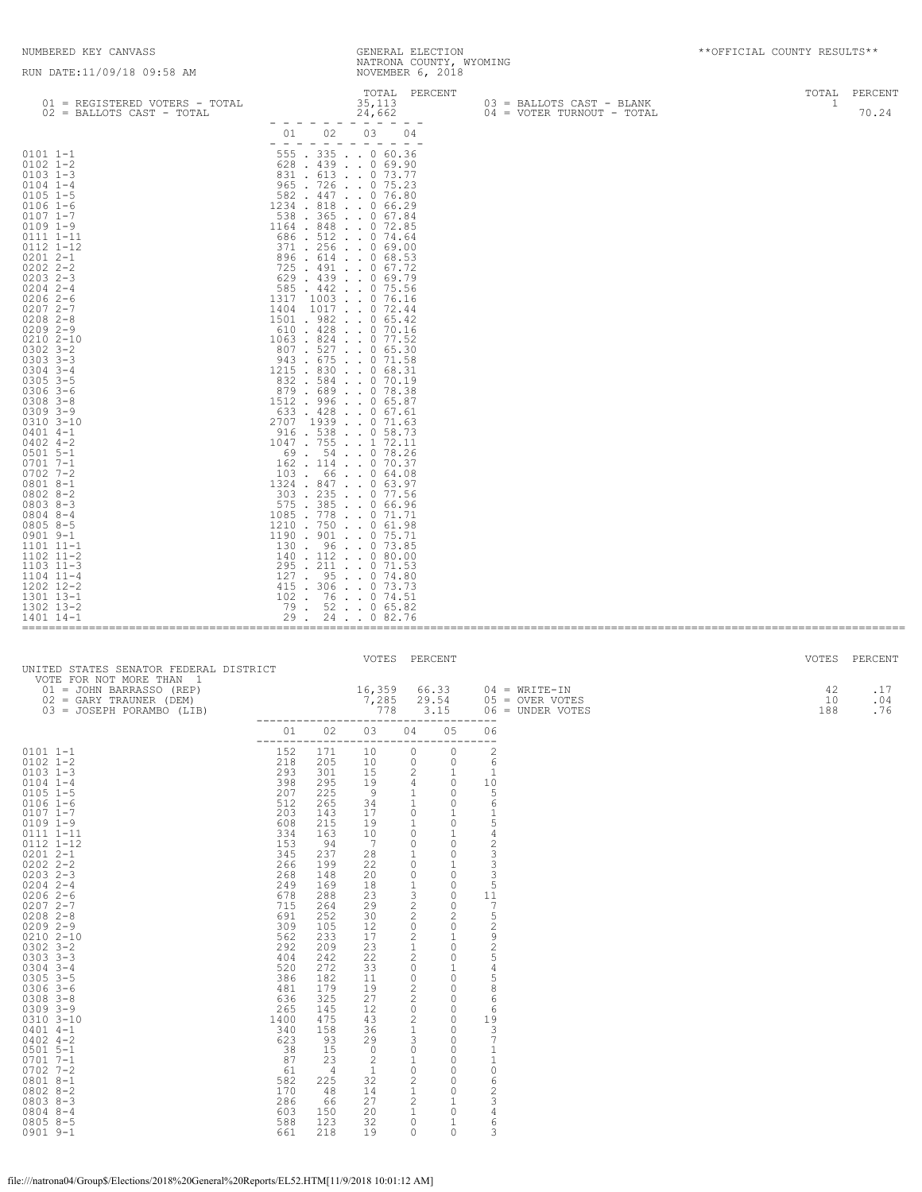NUMBERED KEY CANVASS

RUN DATE:11/09/18 09:58 AM

GENERAL ELECTION
NATRONA COUNTY, WYOMING
NOVEMBER 6, 2018

**OFFICIAL COUNTY RESULTS**

| | TOTAL | PERCENT | | TOTAL | PERCENT |
|---|---|---|---|---|---|
| 01 = REGISTERED VOTERS - TOTAL | 35,113 | | 03 = BALLOTS CAST - BLANK | 1 | |
| 02 = BALLOTS CAST - TOTAL | 24,662 | | 04 = VOTER TURNOUT - TOTAL | | 70.24 |

| Precinct | 01 | 02 | 03 | 04 |
|---|---|---|---|---|
| 0101 1-1 | 555 | 335 | 0 | 60.36 |
| 0102 1-2 | 628 | 439 | 0 | 69.90 |
| 0103 1-3 | 831 | 613 | 0 | 73.77 |
| 0104 1-4 | 965 | 726 | 0 | 75.23 |
| 0105 1-5 | 582 | 447 | 0 | 76.80 |
| 0106 1-6 | 1234 | 818 | 0 | 66.29 |
| 0107 1-7 | 538 | 365 | 0 | 67.84 |
| 0109 1-9 | 1164 | 848 | 0 | 72.85 |
| 0111 1-11 | 686 | 512 | 0 | 74.64 |
| 0112 1-12 | 371 | 256 | 0 | 69.00 |
| 0201 2-1 | 896 | 614 | 0 | 68.53 |
| 0202 2-2 | 725 | 491 | 0 | 67.72 |
| 0203 2-3 | 629 | 439 | 0 | 69.79 |
| 0204 2-4 | 585 | 442 | 0 | 75.56 |
| 0206 2-6 | 1317 | 1003 | 0 | 76.16 |
| 0207 2-7 | 1404 | 1017 | 0 | 72.44 |
| 0208 2-8 | 1501 | 982 | 0 | 65.42 |
| 0209 2-9 | 610 | 428 | 0 | 70.16 |
| 0210 2-10 | 1063 | 824 | 0 | 77.52 |
| 0302 3-2 | 807 | 527 | 0 | 65.30 |
| 0303 3-3 | 943 | 675 | 0 | 71.58 |
| 0304 3-4 | 1215 | 830 | 0 | 68.31 |
| 0305 3-5 | 832 | 584 | 0 | 70.19 |
| 0306 3-6 | 879 | 689 | 0 | 78.38 |
| 0308 3-8 | 1512 | 996 | 0 | 65.87 |
| 0309 3-9 | 633 | 428 | 0 | 67.61 |
| 0310 3-10 | 2707 | 1939 | 0 | 71.63 |
| 0401 4-1 | 916 | 538 | 0 | 58.73 |
| 0402 4-2 | 1047 | 755 | 1 | 72.11 |
| 0501 5-1 | 69 | 54 | 0 | 78.26 |
| 0701 7-1 | 162 | 114 | 0 | 70.37 |
| 0702 7-2 | 103 | 66 | 0 | 64.08 |
| 0801 8-1 | 1324 | 847 | 0 | 63.97 |
| 0802 8-2 | 303 | 235 | 0 | 77.56 |
| 0803 8-3 | 575 | 385 | 0 | 66.96 |
| 0804 8-4 | 1085 | 778 | 0 | 71.71 |
| 0805 8-5 | 1210 | 750 | 0 | 61.98 |
| 0901 9-1 | 1190 | 901 | 0 | 75.71 |
| 1101 11-1 | 130 | 96 | 0 | 73.85 |
| 1102 11-2 | 140 | 112 | 0 | 80.00 |
| 1103 11-3 | 295 | 211 | 0 | 71.53 |
| 1104 11-4 | 127 | 95 | 0 | 74.80 |
| 1202 12-2 | 415 | 306 | 0 | 73.73 |
| 1301 13-1 | 102 | 76 | 0 | 74.51 |
| 1302 13-2 | 79 | 52 | 0 | 65.82 |
| 1401 14-1 | 29 | 24 | 0 | 82.76 |

UNITED STATES SENATOR FEDERAL DISTRICT
VOTE FOR NOT MORE THAN 1

| | VOTES | PERCENT | | VOTES | PERCENT |
|---|---|---|---|---|---|
| 01 = JOHN BARRASSO (REP) | 16,359 | 66.33 | 04 = WRITE-IN | 42 | .17 |
| 02 = GARY TRAUNER (DEM) | 7,285 | 29.54 | 05 = OVER VOTES | 10 | .04 |
| 03 = JOSEPH PORAMBO (LIB) | 778 | 3.15 | 06 = UNDER VOTES | 188 | .76 |

| Precinct | 01 | 02 | 03 | 04 | 05 | 06 |
|---|---|---|---|---|---|---|
| 0101 1-1 | 152 | 171 | 10 | 0 | 0 | 2 |
| 0102 1-2 | 218 | 205 | 10 | 0 | 0 | 6 |
| 0103 1-3 | 293 | 301 | 15 | 2 | 1 | 1 |
| 0104 1-4 | 398 | 295 | 19 | 4 | 0 | 10 |
| 0105 1-5 | 207 | 225 | 9 | 1 | 0 | 5 |
| 0106 1-6 | 512 | 265 | 34 | 1 | 0 | 6 |
| 0107 1-7 | 203 | 143 | 17 | 0 | 1 | 1 |
| 0109 1-9 | 608 | 215 | 19 | 1 | 0 | 5 |
| 0111 1-11 | 334 | 163 | 10 | 0 | 1 | 4 |
| 0112 1-12 | 153 | 94 | 7 | 0 | 0 | 2 |
| 0201 2-1 | 345 | 237 | 28 | 1 | 0 | 3 |
| 0202 2-2 | 266 | 199 | 22 | 0 | 1 | 3 |
| 0203 2-3 | 268 | 148 | 20 | 0 | 0 | 3 |
| 0204 2-4 | 249 | 169 | 18 | 1 | 0 | 5 |
| 0206 2-6 | 678 | 288 | 23 | 3 | 0 | 11 |
| 0207 2-7 | 715 | 264 | 29 | 2 | 0 | 7 |
| 0208 2-8 | 691 | 252 | 30 | 2 | 2 | 5 |
| 0209 2-9 | 309 | 105 | 12 | 0 | 0 | 2 |
| 0210 2-10 | 562 | 233 | 17 | 2 | 1 | 9 |
| 0302 3-2 | 292 | 209 | 23 | 1 | 0 | 2 |
| 0303 3-3 | 404 | 242 | 22 | 2 | 0 | 5 |
| 0304 3-4 | 520 | 272 | 33 | 0 | 1 | 4 |
| 0305 3-5 | 386 | 182 | 11 | 0 | 0 | 5 |
| 0306 3-6 | 481 | 179 | 19 | 2 | 0 | 8 |
| 0308 3-8 | 636 | 325 | 27 | 2 | 0 | 6 |
| 0309 3-9 | 265 | 145 | 12 | 0 | 0 | 6 |
| 0310 3-10 | 1400 | 475 | 43 | 2 | 0 | 19 |
| 0401 4-1 | 340 | 158 | 36 | 1 | 0 | 3 |
| 0402 4-2 | 623 | 93 | 29 | 3 | 0 | 7 |
| 0501 5-1 | 38 | 15 | 0 | 0 | 0 | 1 |
| 0701 7-1 | 87 | 23 | 2 | 1 | 0 | 1 |
| 0702 7-2 | 61 | 4 | 1 | 0 | 0 | 0 |
| 0801 8-1 | 582 | 225 | 32 | 2 | 0 | 6 |
| 0802 8-2 | 170 | 48 | 14 | 1 | 0 | 2 |
| 0803 8-3 | 286 | 66 | 27 | 2 | 1 | 3 |
| 0804 8-4 | 603 | 150 | 20 | 1 | 0 | 4 |
| 0805 8-5 | 588 | 123 | 32 | 0 | 1 | 6 |
| 0901 9-1 | 661 | 218 | 19 | 0 | 0 | 3 |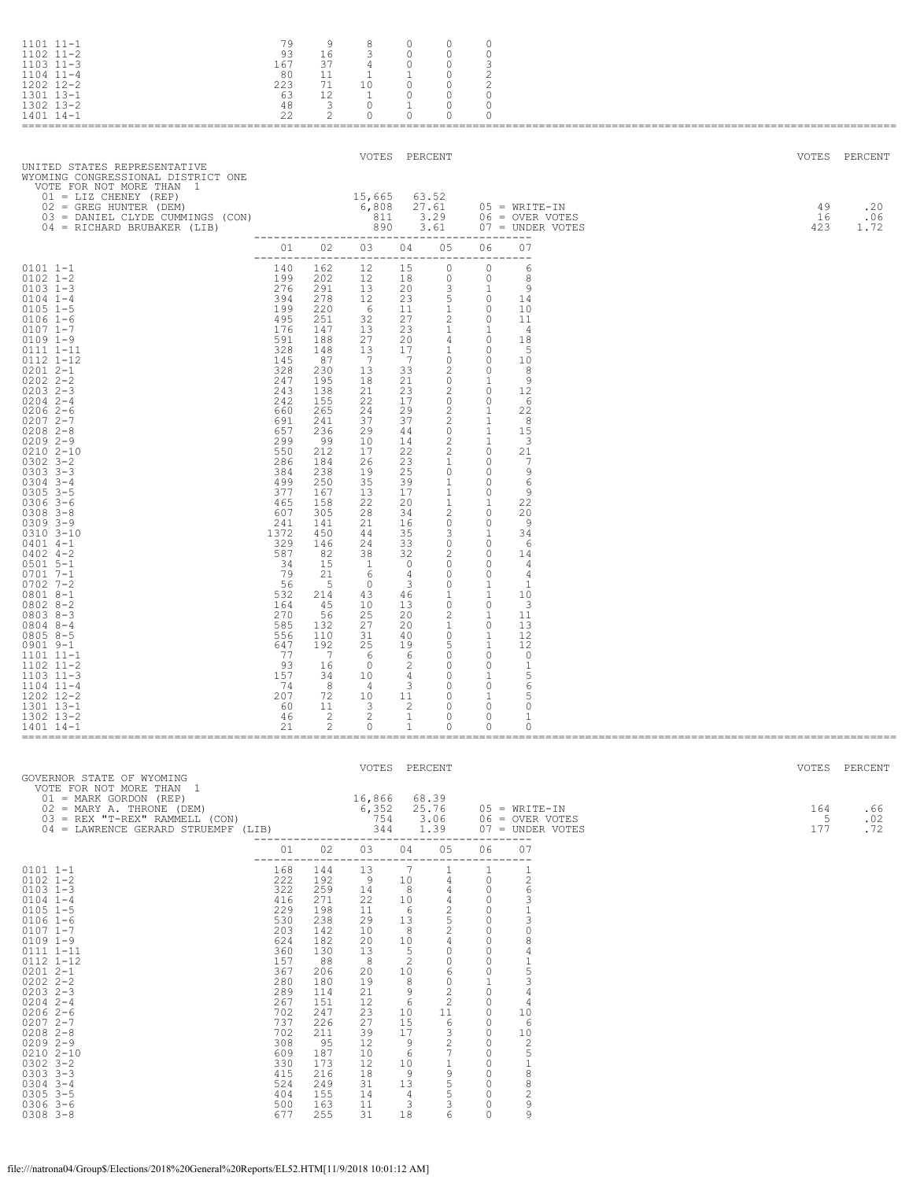| Precinct | 01 | 02 | 03 | 04 | 05 | 06 |
|---|---|---|---|---|---|---|
| 1101 11-1 | 79 | 9 | 8 | 0 | 0 | 0 |
| 1102 11-2 | 93 | 16 | 3 | 0 | 0 | 0 |
| 1103 11-3 | 167 | 37 | 4 | 0 | 0 | 3 |
| 1104 11-4 | 80 | 11 | 1 | 1 | 0 | 2 |
| 1202 12-2 | 223 | 71 | 10 | 0 | 0 | 2 |
| 1301 13-1 | 63 | 12 | 1 | 0 | 0 | 0 |
| 1302 13-2 | 48 | 3 | 0 | 1 | 0 | 0 |
| 1401 14-1 | 22 | 2 | 0 | 0 | 0 | 0 |

## UNITED STATES REPRESENTATIVE
### WYOMING CONGRESSIONAL DISTRICT ONE

VOTE FOR NOT MORE THAN 1

| Candidate | VOTES | PERCENT |
|---|---|---|
| 01 = LIZ CHENEY (REP) | 15,665 | 63.52 |
| 02 = GREG HUNTER (DEM) | 6,808 | 27.61 |
| 03 = DANIEL CLYDE CUMMINGS (CON) | 811 | 3.29 |
| 04 = RICHARD BRUBAKER (LIB) | 890 | 3.61 |
| 05 = WRITE-IN | 49 | .20 |
| 06 = OVER VOTES | 16 | .06 |
| 07 = UNDER VOTES | 423 | 1.72 |

| Precinct | 01 | 02 | 03 | 04 | 05 | 06 | 07 |
|---|---|---|---|---|---|---|---|
| 0101 1-1 | 140 | 162 | 12 | 15 | 0 | 0 | 6 |
| 0102 1-2 | 199 | 202 | 12 | 18 | 0 | 0 | 8 |
| 0103 1-3 | 276 | 291 | 13 | 20 | 3 | 1 | 9 |
| 0104 1-4 | 394 | 278 | 12 | 23 | 5 | 0 | 14 |
| 0105 1-5 | 199 | 220 | 6 | 11 | 1 | 0 | 10 |
| 0106 1-6 | 495 | 251 | 32 | 27 | 2 | 0 | 11 |
| 0107 1-7 | 176 | 147 | 13 | 23 | 1 | 1 | 4 |
| 0109 1-9 | 591 | 188 | 27 | 20 | 4 | 0 | 18 |
| 0111 1-11 | 328 | 148 | 13 | 17 | 1 | 0 | 5 |
| 0112 1-12 | 145 | 87 | 7 | 7 | 0 | 0 | 10 |
| 0201 2-1 | 328 | 230 | 13 | 33 | 2 | 0 | 8 |
| 0202 2-2 | 247 | 195 | 18 | 21 | 0 | 1 | 9 |
| 0203 2-3 | 243 | 138 | 21 | 23 | 2 | 0 | 12 |
| 0204 2-4 | 242 | 155 | 22 | 17 | 0 | 0 | 6 |
| 0206 2-6 | 660 | 265 | 24 | 29 | 2 | 1 | 22 |
| 0207 2-7 | 691 | 241 | 37 | 37 | 2 | 1 | 8 |
| 0208 2-8 | 657 | 236 | 29 | 44 | 0 | 1 | 15 |
| 0209 2-9 | 299 | 99 | 10 | 14 | 2 | 1 | 3 |
| 0210 2-10 | 550 | 212 | 17 | 22 | 2 | 0 | 21 |
| 0302 3-2 | 286 | 184 | 26 | 23 | 1 | 0 | 7 |
| 0303 3-3 | 384 | 238 | 19 | 25 | 0 | 0 | 9 |
| 0304 3-4 | 499 | 250 | 35 | 39 | 1 | 0 | 6 |
| 0305 3-5 | 377 | 167 | 13 | 17 | 1 | 0 | 9 |
| 0306 3-6 | 465 | 158 | 22 | 20 | 1 | 1 | 22 |
| 0308 3-8 | 607 | 305 | 28 | 34 | 2 | 0 | 20 |
| 0309 3-9 | 241 | 141 | 21 | 16 | 0 | 0 | 9 |
| 0310 3-10 | 1372 | 450 | 44 | 35 | 3 | 1 | 34 |
| 0401 4-1 | 329 | 146 | 24 | 33 | 0 | 0 | 6 |
| 0402 4-2 | 587 | 82 | 38 | 32 | 2 | 0 | 14 |
| 0501 5-1 | 34 | 15 | 1 | 0 | 0 | 0 | 4 |
| 0701 7-1 | 79 | 21 | 6 | 4 | 0 | 0 | 4 |
| 0702 7-2 | 56 | 5 | 0 | 3 | 0 | 1 | 1 |
| 0801 8-1 | 532 | 214 | 43 | 46 | 1 | 1 | 10 |
| 0802 8-2 | 164 | 45 | 10 | 13 | 0 | 0 | 3 |
| 0803 8-3 | 270 | 56 | 25 | 20 | 2 | 1 | 11 |
| 0804 8-4 | 585 | 132 | 27 | 20 | 1 | 0 | 13 |
| 0805 8-5 | 556 | 110 | 31 | 40 | 0 | 1 | 12 |
| 0901 9-1 | 647 | 192 | 25 | 19 | 5 | 1 | 12 |
| 1101 11-1 | 77 | 7 | 6 | 6 | 0 | 0 | 0 |
| 1102 11-2 | 93 | 16 | 0 | 2 | 0 | 0 | 1 |
| 1103 11-3 | 157 | 34 | 10 | 4 | 0 | 1 | 5 |
| 1104 11-4 | 74 | 8 | 4 | 3 | 0 | 0 | 6 |
| 1202 12-2 | 207 | 72 | 10 | 11 | 0 | 1 | 5 |
| 1301 13-1 | 60 | 11 | 3 | 2 | 0 | 0 | 0 |
| 1302 13-2 | 46 | 2 | 2 | 1 | 0 | 0 | 1 |
| 1401 14-1 | 21 | 2 | 0 | 1 | 0 | 0 | 0 |

## GOVERNOR STATE OF WYOMING

VOTE FOR NOT MORE THAN 1

| Candidate | VOTES | PERCENT |
|---|---|---|
| 01 = MARK GORDON (REP) | 16,866 | 68.39 |
| 02 = MARY A. THRONE (DEM) | 6,352 | 25.76 |
| 03 = REX "T-REX" RAMMELL (CON) | 754 | 3.06 |
| 04 = LAWRENCE GERARD STRUEMPF (LIB) | 344 | 1.39 |
| 05 = WRITE-IN | 164 | .66 |
| 06 = OVER VOTES | 5 | .02 |
| 07 = UNDER VOTES | 177 | .72 |

| Precinct | 01 | 02 | 03 | 04 | 05 | 06 | 07 |
|---|---|---|---|---|---|---|---|
| 0101 1-1 | 168 | 144 | 13 | 7 | 1 | 1 | 1 |
| 0102 1-2 | 222 | 192 | 9 | 10 | 4 | 0 | 2 |
| 0103 1-3 | 322 | 259 | 14 | 8 | 4 | 0 | 6 |
| 0104 1-4 | 416 | 271 | 22 | 10 | 4 | 0 | 3 |
| 0105 1-5 | 229 | 198 | 11 | 6 | 2 | 0 | 1 |
| 0106 1-6 | 530 | 238 | 29 | 13 | 5 | 0 | 3 |
| 0107 1-7 | 203 | 142 | 10 | 8 | 2 | 0 | 0 |
| 0109 1-9 | 624 | 182 | 20 | 10 | 4 | 0 | 8 |
| 0111 1-11 | 360 | 130 | 13 | 5 | 0 | 0 | 4 |
| 0112 1-12 | 157 | 88 | 8 | 2 | 0 | 0 | 1 |
| 0201 2-1 | 367 | 206 | 20 | 10 | 6 | 0 | 5 |
| 0202 2-2 | 280 | 180 | 19 | 8 | 0 | 1 | 3 |
| 0203 2-3 | 289 | 114 | 21 | 9 | 2 | 0 | 4 |
| 0204 2-4 | 267 | 151 | 12 | 6 | 2 | 0 | 4 |
| 0206 2-6 | 702 | 247 | 23 | 10 | 11 | 0 | 10 |
| 0207 2-7 | 737 | 226 | 27 | 15 | 6 | 0 | 6 |
| 0208 2-8 | 702 | 211 | 39 | 17 | 3 | 0 | 10 |
| 0209 2-9 | 308 | 95 | 12 | 9 | 2 | 0 | 2 |
| 0210 2-10 | 609 | 187 | 10 | 6 | 7 | 0 | 5 |
| 0302 3-2 | 330 | 173 | 12 | 10 | 1 | 0 | 1 |
| 0303 3-3 | 415 | 216 | 18 | 9 | 9 | 0 | 8 |
| 0304 3-4 | 524 | 249 | 31 | 13 | 5 | 0 | 8 |
| 0305 3-5 | 404 | 155 | 14 | 4 | 5 | 0 | 2 |
| 0306 3-6 | 500 | 163 | 11 | 3 | 3 | 0 | 9 |
| 0308 3-8 | 677 | 255 | 31 | 18 | 6 | 0 | 9 |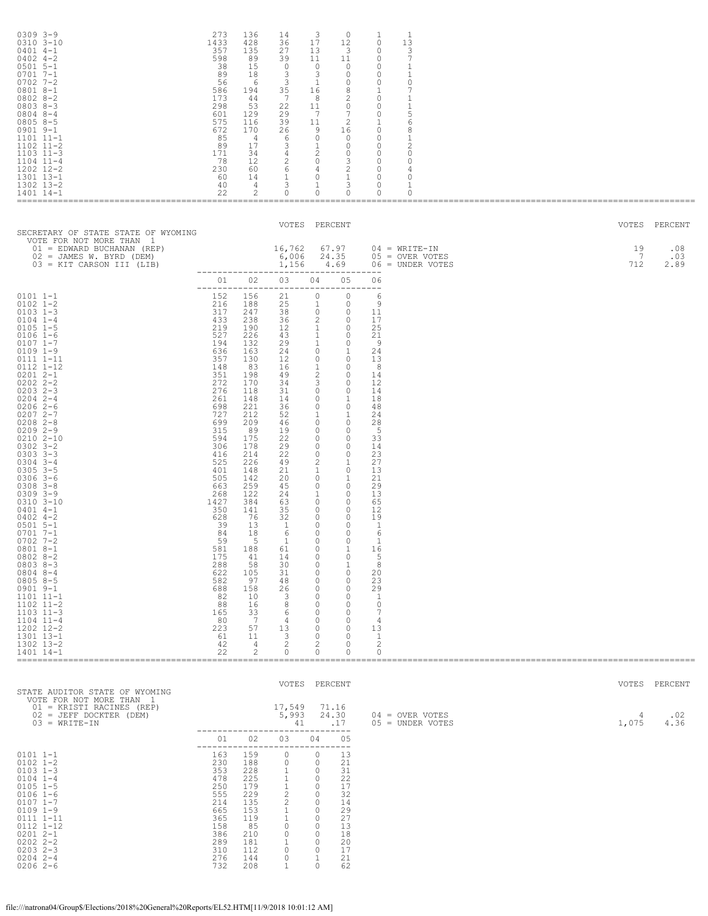| Precinct | | | | | | | |
|---|---|---|---|---|---|---|---|
| 0309 3-9 | 273 | 136 | 14 | 3 | 0 | 1 | 1 |
| 0310 3-10 | 1433 | 428 | 36 | 17 | 12 | 0 | 13 |
| 0401 4-1 | 357 | 135 | 27 | 13 | 3 | 0 | 3 |
| 0402 4-2 | 598 | 89 | 39 | 11 | 11 | 0 | 7 |
| 0501 5-1 | 38 | 15 | 0 | 0 | 0 | 0 | 1 |
| 0701 7-1 | 89 | 18 | 3 | 3 | 0 | 0 | 1 |
| 0702 7-2 | 56 | 6 | 3 | 1 | 0 | 0 | 0 |
| 0801 8-1 | 586 | 194 | 35 | 16 | 8 | 1 | 7 |
| 0802 8-2 | 173 | 44 | 7 | 8 | 2 | 0 | 1 |
| 0803 8-3 | 298 | 53 | 22 | 11 | 0 | 0 | 1 |
| 0804 8-4 | 601 | 129 | 29 | 7 | 7 | 0 | 5 |
| 0805 8-5 | 575 | 116 | 39 | 11 | 2 | 1 | 6 |
| 0901 9-1 | 672 | 170 | 26 | 9 | 16 | 0 | 8 |
| 1101 11-1 | 85 | 4 | 6 | 0 | 0 | 0 | 1 |
| 1102 11-2 | 89 | 17 | 3 | 1 | 0 | 0 | 2 |
| 1103 11-3 | 171 | 34 | 4 | 2 | 0 | 0 | 0 |
| 1104 11-4 | 78 | 12 | 2 | 0 | 3 | 0 | 0 |
| 1202 12-2 | 230 | 60 | 6 | 4 | 2 | 0 | 4 |
| 1301 13-1 | 60 | 14 | 1 | 0 | 1 | 0 | 0 |
| 1302 13-2 | 40 | 4 | 3 | 1 | 3 | 0 | 1 |
| 1401 14-1 | 22 | 2 | 0 | 0 | 0 | 0 | 0 |

## SECRETARY OF STATE STATE OF WYOMING

VOTE FOR NOT MORE THAN 1

| | VOTES | PERCENT |
|---|---|---|
| 01 = EDWARD BUCHANAN (REP) | 16,762 | 67.97 |
| 02 = JAMES W. BYRD (DEM) | 6,006 | 24.35 |
| 03 = KIT CARSON III (LIB) | 1,156 | 4.69 |
| 04 = WRITE-IN | 19 | .08 |
| 05 = OVER VOTES | 7 | .03 |
| 06 = UNDER VOTES | 712 | 2.89 |

| Precinct | 01 | 02 | 03 | 04 | 05 | 06 |
|---|---|---|---|---|---|---|
| 0101 1-1 | 152 | 156 | 21 | 0 | 0 | 6 |
| 0102 1-2 | 216 | 188 | 25 | 1 | 0 | 9 |
| 0103 1-3 | 317 | 247 | 38 | 0 | 0 | 11 |
| 0104 1-4 | 433 | 238 | 36 | 2 | 0 | 17 |
| 0105 1-5 | 219 | 190 | 12 | 1 | 0 | 25 |
| 0106 1-6 | 527 | 226 | 43 | 1 | 0 | 21 |
| 0107 1-7 | 194 | 132 | 29 | 1 | 0 | 9 |
| 0109 1-9 | 636 | 163 | 24 | 0 | 1 | 24 |
| 0111 1-11 | 357 | 130 | 12 | 0 | 0 | 13 |
| 0112 1-12 | 148 | 83 | 16 | 1 | 0 | 8 |
| 0201 2-1 | 351 | 198 | 49 | 2 | 0 | 14 |
| 0202 2-2 | 272 | 170 | 34 | 3 | 0 | 12 |
| 0203 2-3 | 276 | 118 | 31 | 0 | 0 | 14 |
| 0204 2-4 | 261 | 148 | 14 | 0 | 1 | 18 |
| 0206 2-6 | 698 | 221 | 36 | 0 | 0 | 48 |
| 0207 2-7 | 727 | 212 | 52 | 1 | 1 | 24 |
| 0208 2-8 | 699 | 209 | 46 | 0 | 0 | 28 |
| 0209 2-9 | 315 | 89 | 19 | 0 | 0 | 5 |
| 0210 2-10 | 594 | 175 | 22 | 0 | 0 | 33 |
| 0302 3-2 | 306 | 178 | 29 | 0 | 0 | 14 |
| 0303 3-3 | 416 | 214 | 22 | 0 | 0 | 23 |
| 0304 3-4 | 525 | 226 | 49 | 2 | 1 | 27 |
| 0305 3-5 | 401 | 148 | 21 | 1 | 0 | 13 |
| 0306 3-6 | 505 | 142 | 20 | 0 | 1 | 21 |
| 0308 3-8 | 663 | 259 | 45 | 0 | 0 | 29 |
| 0309 3-9 | 268 | 122 | 24 | 1 | 0 | 13 |
| 0310 3-10 | 1427 | 384 | 63 | 0 | 0 | 65 |
| 0401 4-1 | 350 | 141 | 35 | 0 | 0 | 12 |
| 0402 4-2 | 628 | 76 | 32 | 0 | 0 | 19 |
| 0501 5-1 | 39 | 13 | 1 | 0 | 0 | 1 |
| 0701 7-1 | 84 | 18 | 6 | 0 | 0 | 6 |
| 0702 7-2 | 59 | 5 | 1 | 0 | 0 | 1 |
| 0801 8-1 | 581 | 188 | 61 | 0 | 1 | 16 |
| 0802 8-2 | 175 | 41 | 14 | 0 | 0 | 5 |
| 0803 8-3 | 288 | 58 | 30 | 0 | 1 | 8 |
| 0804 8-4 | 622 | 105 | 31 | 0 | 0 | 20 |
| 0805 8-5 | 582 | 97 | 48 | 0 | 0 | 23 |
| 0901 9-1 | 688 | 158 | 26 | 0 | 0 | 29 |
| 1101 11-1 | 82 | 10 | 3 | 0 | 0 | 1 |
| 1102 11-2 | 88 | 16 | 8 | 0 | 0 | 0 |
| 1103 11-3 | 165 | 33 | 6 | 0 | 0 | 7 |
| 1104 11-4 | 80 | 7 | 4 | 0 | 0 | 4 |
| 1202 12-2 | 223 | 57 | 13 | 0 | 0 | 13 |
| 1301 13-1 | 61 | 11 | 3 | 0 | 0 | 1 |
| 1302 13-2 | 42 | 4 | 2 | 2 | 0 | 2 |
| 1401 14-1 | 22 | 2 | 0 | 0 | 0 | 0 |

## STATE AUDITOR STATE OF WYOMING

VOTE FOR NOT MORE THAN 1

| | VOTES | PERCENT |
|---|---|---|
| 01 = KRISTI RACINES (REP) | 17,549 | 71.16 |
| 02 = JEFF DOCKTER (DEM) | 5,993 | 24.30 |
| 03 = WRITE-IN | 41 | .17 |
| 04 = OVER VOTES | 4 | .02 |
| 05 = UNDER VOTES | 1,075 | 4.36 |

| Precinct | 01 | 02 | 03 | 04 | 05 |
|---|---|---|---|---|---|
| 0101 1-1 | 163 | 159 | 0 | 0 | 13 |
| 0102 1-2 | 230 | 188 | 0 | 0 | 21 |
| 0103 1-3 | 353 | 228 | 1 | 0 | 31 |
| 0104 1-4 | 478 | 225 | 1 | 0 | 22 |
| 0105 1-5 | 250 | 179 | 1 | 0 | 17 |
| 0106 1-6 | 555 | 229 | 2 | 0 | 32 |
| 0107 1-7 | 214 | 135 | 2 | 0 | 14 |
| 0109 1-9 | 665 | 153 | 1 | 0 | 29 |
| 0111 1-11 | 365 | 119 | 1 | 0 | 27 |
| 0112 1-12 | 158 | 85 | 0 | 0 | 13 |
| 0201 2-1 | 386 | 210 | 0 | 0 | 18 |
| 0202 2-2 | 289 | 181 | 1 | 0 | 20 |
| 0203 2-3 | 310 | 112 | 0 | 0 | 17 |
| 0204 2-4 | 276 | 144 | 0 | 1 | 21 |
| 0206 2-6 | 732 | 208 | 1 | 0 | 62 |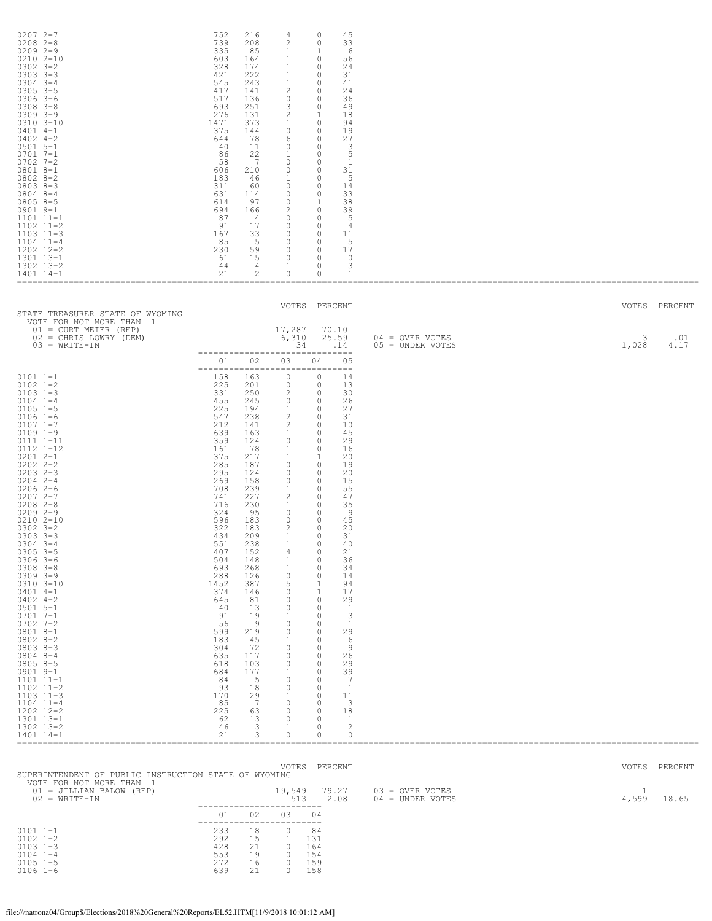| Precinct | 01 | 02 | 03 | 04 | 05 |
|---|---|---|---|---|---|
| 0207 2-7 | 752 | 216 | 4 | 0 | 45 |
| 0208 2-8 | 739 | 208 | 2 | 0 | 33 |
| 0209 2-9 | 335 | 85 | 1 | 1 | 6 |
| 0210 2-10 | 603 | 164 | 1 | 0 | 56 |
| 0302 3-2 | 328 | 174 | 1 | 0 | 24 |
| 0303 3-3 | 421 | 222 | 1 | 0 | 31 |
| 0304 3-4 | 545 | 243 | 1 | 0 | 41 |
| 0305 3-5 | 417 | 141 | 2 | 0 | 24 |
| 0306 3-6 | 517 | 136 | 0 | 0 | 36 |
| 0308 3-8 | 693 | 251 | 3 | 0 | 49 |
| 0309 3-9 | 276 | 131 | 2 | 1 | 18 |
| 0310 3-10 | 1471 | 373 | 1 | 0 | 94 |
| 0401 4-1 | 375 | 144 | 0 | 0 | 19 |
| 0402 4-2 | 644 | 78 | 6 | 0 | 27 |
| 0501 5-1 | 40 | 11 | 0 | 0 | 3 |
| 0701 7-1 | 86 | 22 | 1 | 0 | 5 |
| 0702 7-2 | 58 | 7 | 0 | 0 | 1 |
| 0801 8-1 | 606 | 210 | 0 | 0 | 31 |
| 0802 8-2 | 183 | 46 | 1 | 0 | 5 |
| 0803 8-3 | 311 | 60 | 0 | 0 | 14 |
| 0804 8-4 | 631 | 114 | 0 | 0 | 33 |
| 0805 8-5 | 614 | 97 | 0 | 1 | 38 |
| 0901 9-1 | 694 | 166 | 2 | 0 | 39 |
| 1101 11-1 | 87 | 4 | 0 | 0 | 5 |
| 1102 11-2 | 91 | 17 | 0 | 0 | 4 |
| 1103 11-3 | 167 | 33 | 0 | 0 | 11 |
| 1104 11-4 | 85 | 5 | 0 | 0 | 5 |
| 1202 12-2 | 230 | 59 | 0 | 0 | 17 |
| 1301 13-1 | 61 | 15 | 0 | 0 | 0 |
| 1302 13-2 | 44 | 4 | 1 | 0 | 3 |
| 1401 14-1 | 21 | 2 | 0 | 0 | 1 |

## STATE TREASURER STATE OF WYOMING

VOTE FOR NOT MORE THAN 1

| Candidate | VOTES | PERCENT |
|---|---|---|
| 01 = CURT MEIER (REP) | 17,287 | 70.10 |
| 02 = CHRIS LOWRY (DEM) | 6,310 | 25.59 |
| 03 = WRITE-IN | 34 | .14 |
| 04 = OVER VOTES | 3 | .01 |
| 05 = UNDER VOTES | 1,028 | 4.17 |

| Precinct | 01 | 02 | 03 | 04 | 05 |
|---|---|---|---|---|---|
| 0101 1-1 | 158 | 163 | 0 | 0 | 14 |
| 0102 1-2 | 225 | 201 | 0 | 0 | 13 |
| 0103 1-3 | 331 | 250 | 2 | 0 | 30 |
| 0104 1-4 | 455 | 245 | 0 | 0 | 26 |
| 0105 1-5 | 225 | 194 | 1 | 0 | 27 |
| 0106 1-6 | 547 | 238 | 2 | 0 | 31 |
| 0107 1-7 | 212 | 141 | 2 | 0 | 10 |
| 0109 1-9 | 639 | 163 | 1 | 0 | 45 |
| 0111 1-11 | 359 | 124 | 0 | 0 | 29 |
| 0112 1-12 | 161 | 78 | 1 | 0 | 16 |
| 0201 2-1 | 375 | 217 | 1 | 1 | 20 |
| 0202 2-2 | 285 | 187 | 0 | 0 | 19 |
| 0203 2-3 | 295 | 124 | 0 | 0 | 20 |
| 0204 2-4 | 269 | 158 | 0 | 0 | 15 |
| 0206 2-6 | 708 | 239 | 1 | 0 | 55 |
| 0207 2-7 | 741 | 227 | 2 | 0 | 47 |
| 0208 2-8 | 716 | 230 | 1 | 0 | 35 |
| 0209 2-9 | 324 | 95 | 0 | 0 | 9 |
| 0210 2-10 | 596 | 183 | 0 | 0 | 45 |
| 0302 3-2 | 322 | 183 | 2 | 0 | 20 |
| 0303 3-3 | 434 | 209 | 1 | 0 | 31 |
| 0304 3-4 | 551 | 238 | 1 | 0 | 40 |
| 0305 3-5 | 407 | 152 | 4 | 0 | 21 |
| 0306 3-6 | 504 | 148 | 1 | 0 | 36 |
| 0308 3-8 | 693 | 268 | 1 | 0 | 34 |
| 0309 3-9 | 288 | 126 | 0 | 0 | 14 |
| 0310 3-10 | 1452 | 387 | 5 | 1 | 94 |
| 0401 4-1 | 374 | 146 | 0 | 1 | 17 |
| 0402 4-2 | 645 | 81 | 0 | 0 | 29 |
| 0501 5-1 | 40 | 13 | 0 | 0 | 1 |
| 0701 7-1 | 91 | 19 | 1 | 0 | 3 |
| 0702 7-2 | 56 | 9 | 0 | 0 | 1 |
| 0801 8-1 | 599 | 219 | 0 | 0 | 29 |
| 0802 8-2 | 183 | 45 | 1 | 0 | 6 |
| 0803 8-3 | 304 | 72 | 0 | 0 | 9 |
| 0804 8-4 | 635 | 117 | 0 | 0 | 26 |
| 0805 8-5 | 618 | 103 | 0 | 0 | 29 |
| 0901 9-1 | 684 | 177 | 1 | 0 | 39 |
| 1101 11-1 | 84 | 5 | 0 | 0 | 7 |
| 1102 11-2 | 93 | 18 | 0 | 0 | 1 |
| 1103 11-3 | 170 | 29 | 1 | 0 | 11 |
| 1104 11-4 | 85 | 7 | 0 | 0 | 3 |
| 1202 12-2 | 225 | 63 | 0 | 0 | 18 |
| 1301 13-1 | 62 | 13 | 0 | 0 | 1 |
| 1302 13-2 | 46 | 3 | 1 | 0 | 2 |
| 1401 14-1 | 21 | 3 | 0 | 0 | 0 |

## SUPERINTENDENT OF PUBLIC INSTRUCTION STATE OF WYOMING

VOTE FOR NOT MORE THAN 1

| Candidate | VOTES | PERCENT |
|---|---|---|
| 01 = JILLIAN BALOW (REP) | 19,549 | 79.27 |
| 02 = WRITE-IN | 513 | 2.08 |
| 03 = OVER VOTES | 1 | |
| 04 = UNDER VOTES | 4,599 | 18.65 |

| Precinct | 01 | 02 | 03 | 04 |
|---|---|---|---|---|
| 0101 1-1 | 233 | 18 | 0 | 84 |
| 0102 1-2 | 292 | 15 | 1 | 131 |
| 0103 1-3 | 428 | 21 | 0 | 164 |
| 0104 1-4 | 553 | 19 | 0 | 154 |
| 0105 1-5 | 272 | 16 | 0 | 159 |
| 0106 1-6 | 639 | 21 | 0 | 158 |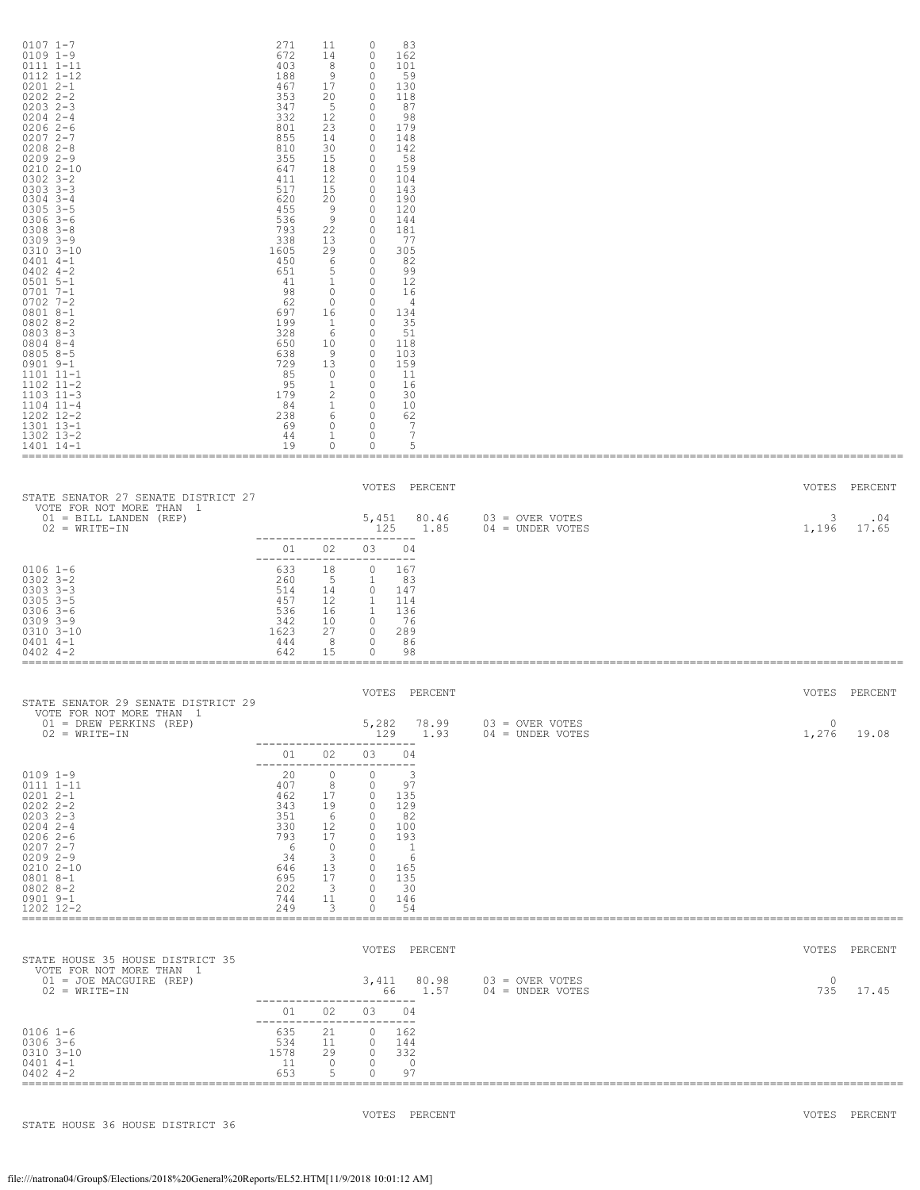| Precinct | 01 | 02 | 03 | 04 |
|---|---|---|---|---|
| 0107 1-7 | 271 | 11 | 0 | 83 |
| 0109 1-9 | 672 | 14 | 0 | 162 |
| 0111 1-11 | 403 | 8 | 0 | 101 |
| 0112 1-12 | 188 | 9 | 0 | 59 |
| 0201 2-1 | 467 | 17 | 0 | 130 |
| 0202 2-2 | 353 | 20 | 0 | 118 |
| 0203 2-3 | 347 | 5 | 0 | 87 |
| 0204 2-4 | 332 | 12 | 0 | 98 |
| 0206 2-6 | 801 | 23 | 0 | 179 |
| 0207 2-7 | 855 | 14 | 0 | 148 |
| 0208 2-8 | 810 | 30 | 0 | 142 |
| 0209 2-9 | 355 | 15 | 0 | 58 |
| 0210 2-10 | 647 | 18 | 0 | 159 |
| 0302 3-2 | 411 | 12 | 0 | 104 |
| 0303 3-3 | 517 | 15 | 0 | 143 |
| 0304 3-4 | 620 | 20 | 0 | 190 |
| 0305 3-5 | 455 | 9 | 0 | 120 |
| 0306 3-6 | 536 | 9 | 0 | 144 |
| 0308 3-8 | 793 | 22 | 0 | 181 |
| 0309 3-9 | 338 | 13 | 0 | 77 |
| 0310 3-10 | 1605 | 29 | 0 | 305 |
| 0401 4-1 | 450 | 6 | 0 | 82 |
| 0402 4-2 | 651 | 5 | 0 | 99 |
| 0501 5-1 | 41 | 1 | 0 | 12 |
| 0701 7-1 | 98 | 0 | 0 | 16 |
| 0702 7-2 | 62 | 0 | 0 | 4 |
| 0801 8-1 | 697 | 16 | 0 | 134 |
| 0802 8-2 | 199 | 1 | 0 | 35 |
| 0803 8-3 | 328 | 6 | 0 | 51 |
| 0804 8-4 | 650 | 10 | 0 | 118 |
| 0805 8-5 | 638 | 9 | 0 | 103 |
| 0901 9-1 | 729 | 13 | 0 | 159 |
| 1101 11-1 | 85 | 0 | 0 | 11 |
| 1102 11-2 | 95 | 1 | 0 | 16 |
| 1103 11-3 | 179 | 2 | 0 | 30 |
| 1104 11-4 | 84 | 1 | 0 | 10 |
| 1202 12-2 | 238 | 6 | 0 | 62 |
| 1301 13-1 | 69 | 0 | 0 | 7 |
| 1302 13-2 | 44 | 1 | 0 | 7 |
| 1401 14-1 | 19 | 0 | 0 | 5 |

## STATE SENATOR 27 SENATE DISTRICT 27

VOTE FOR NOT MORE THAN 1

| | VOTES | PERCENT | | VOTES | PERCENT |
|---|---|---|---|---|---|
| 01 = BILL LANDEN (REP) | 5,451 | 80.46 | 03 = OVER VOTES | 3 | .04 |
| 02 = WRITE-IN | 125 | 1.85 | 04 = UNDER VOTES | 1,196 | 17.65 |

| Precinct | 01 | 02 | 03 | 04 |
|---|---|---|---|---|
| 0106 1-6 | 633 | 18 | 0 | 167 |
| 0302 3-2 | 260 | 5 | 1 | 83 |
| 0303 3-3 | 514 | 14 | 0 | 147 |
| 0305 3-5 | 457 | 12 | 1 | 114 |
| 0306 3-6 | 536 | 16 | 1 | 136 |
| 0309 3-9 | 342 | 10 | 0 | 76 |
| 0310 3-10 | 1623 | 27 | 0 | 289 |
| 0401 4-1 | 444 | 8 | 0 | 86 |
| 0402 4-2 | 642 | 15 | 0 | 98 |

## STATE SENATOR 29 SENATE DISTRICT 29

VOTE FOR NOT MORE THAN 1

| | VOTES | PERCENT | | VOTES | PERCENT |
|---|---|---|---|---|---|
| 01 = DREW PERKINS (REP) | 5,282 | 78.99 | 03 = OVER VOTES | 0 | |
| 02 = WRITE-IN | 129 | 1.93 | 04 = UNDER VOTES | 1,276 | 19.08 |

| Precinct | 01 | 02 | 03 | 04 |
|---|---|---|---|---|
| 0109 1-9 | 20 | 0 | 0 | 3 |
| 0111 1-11 | 407 | 8 | 0 | 97 |
| 0201 2-1 | 462 | 17 | 0 | 135 |
| 0202 2-2 | 343 | 19 | 0 | 129 |
| 0203 2-3 | 351 | 6 | 0 | 82 |
| 0204 2-4 | 330 | 12 | 0 | 100 |
| 0206 2-6 | 793 | 17 | 0 | 193 |
| 0207 2-7 | 6 | 0 | 0 | 1 |
| 0209 2-9 | 34 | 3 | 0 | 6 |
| 0210 2-10 | 646 | 13 | 0 | 165 |
| 0801 8-1 | 695 | 17 | 0 | 135 |
| 0802 8-2 | 202 | 3 | 0 | 30 |
| 0901 9-1 | 744 | 11 | 0 | 146 |
| 1202 12-2 | 249 | 3 | 0 | 54 |

## STATE HOUSE 35 HOUSE DISTRICT 35

VOTE FOR NOT MORE THAN 1

| | VOTES | PERCENT | | VOTES | PERCENT |
|---|---|---|---|---|---|
| 01 = JOE MACGUIRE (REP) | 3,411 | 80.98 | 03 = OVER VOTES | 0 | |
| 02 = WRITE-IN | 66 | 1.57 | 04 = UNDER VOTES | 735 | 17.45 |

| Precinct | 01 | 02 | 03 | 04 |
|---|---|---|---|---|
| 0106 1-6 | 635 | 21 | 0 | 162 |
| 0306 3-6 | 534 | 11 | 0 | 144 |
| 0310 3-10 | 1578 | 29 | 0 | 332 |
| 0401 4-1 | 11 | 0 | 0 | 0 |
| 0402 4-2 | 653 | 5 | 0 | 97 |

## STATE HOUSE 36 HOUSE DISTRICT 36

VOTES PERCENT VOTES PERCENT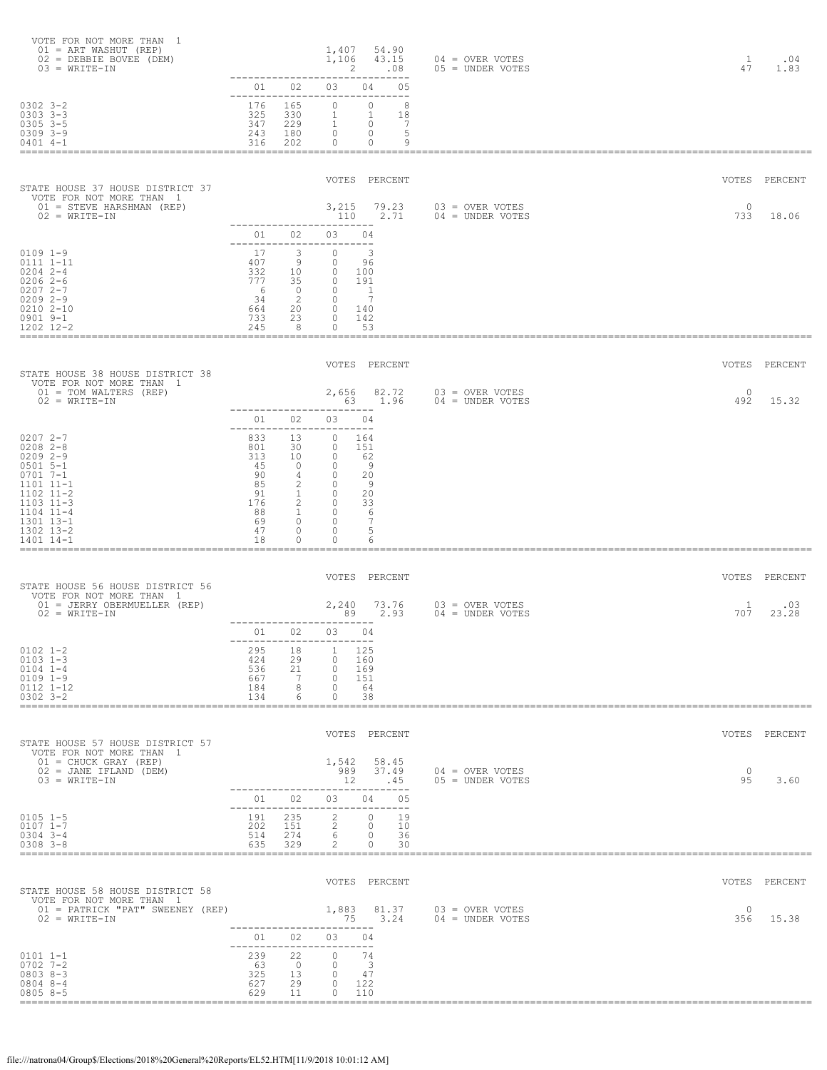VOTE FOR NOT MORE THAN 1

| | VOTES | PERCENT | | VOTES | PERCENT |
|---|---|---|---|---|---|
| 01 = ART WASHUT (REP) | 1,407 | 54.90 | | | |
| 02 = DEBBIE BOVEE (DEM) | 1,106 | 43.15 | 04 = OVER VOTES | 1 | .04 |
| 03 = WRITE-IN | 2 | .08 | 05 = UNDER VOTES | 47 | 1.83 |

| | 01 | 02 | 03 | 04 | 05 |
|---|---|---|---|---|---|
| 0302 3-2 | 176 | 165 | 0 | 0 | 8 |
| 0303 3-3 | 325 | 330 | 1 | 1 | 18 |
| 0305 3-5 | 347 | 229 | 1 | 0 | 7 |
| 0309 3-9 | 243 | 180 | 0 | 0 | 5 |
| 0401 4-1 | 316 | 202 | 0 | 0 | 9 |

## STATE HOUSE 37 HOUSE DISTRICT 37

VOTE FOR NOT MORE THAN 1

| | VOTES | PERCENT | | VOTES | PERCENT |
|---|---|---|---|---|---|
| 01 = STEVE HARSHMAN (REP) | 3,215 | 79.23 | 03 = OVER VOTES | 0 | |
| 02 = WRITE-IN | 110 | 2.71 | 04 = UNDER VOTES | 733 | 18.06 |

| | 01 | 02 | 03 | 04 |
|---|---|---|---|---|
| 0109 1-9 | 17 | 3 | 0 | 3 |
| 0111 1-11 | 407 | 9 | 0 | 96 |
| 0204 2-4 | 332 | 10 | 0 | 100 |
| 0206 2-6 | 777 | 35 | 0 | 191 |
| 0207 2-7 | 6 | 0 | 0 | 1 |
| 0209 2-9 | 34 | 2 | 0 | 7 |
| 0210 2-10 | 664 | 20 | 0 | 140 |
| 0901 9-1 | 733 | 23 | 0 | 142 |
| 1202 12-2 | 245 | 8 | 0 | 53 |

## STATE HOUSE 38 HOUSE DISTRICT 38

VOTE FOR NOT MORE THAN 1

| | VOTES | PERCENT | | VOTES | PERCENT |
|---|---|---|---|---|---|
| 01 = TOM WALTERS (REP) | 2,656 | 82.72 | 03 = OVER VOTES | 0 | |
| 02 = WRITE-IN | 63 | 1.96 | 04 = UNDER VOTES | 492 | 15.32 |

| | 01 | 02 | 03 | 04 |
|---|---|---|---|---|
| 0207 2-7 | 833 | 13 | 0 | 164 |
| 0208 2-8 | 801 | 30 | 0 | 151 |
| 0209 2-9 | 313 | 10 | 0 | 62 |
| 0501 5-1 | 45 | 0 | 0 | 9 |
| 0701 7-1 | 90 | 4 | 0 | 20 |
| 1101 11-1 | 85 | 2 | 0 | 9 |
| 1102 11-2 | 91 | 1 | 0 | 20 |
| 1103 11-3 | 176 | 2 | 0 | 33 |
| 1104 11-4 | 88 | 1 | 0 | 6 |
| 1301 13-1 | 69 | 0 | 0 | 7 |
| 1302 13-2 | 47 | 0 | 0 | 5 |
| 1401 14-1 | 18 | 0 | 0 | 6 |

## STATE HOUSE 56 HOUSE DISTRICT 56

VOTE FOR NOT MORE THAN 1

| | VOTES | PERCENT | | VOTES | PERCENT |
|---|---|---|---|---|---|
| 01 = JERRY OBERMUELLER (REP) | 2,240 | 73.76 | 03 = OVER VOTES | 1 | .03 |
| 02 = WRITE-IN | 89 | 2.93 | 04 = UNDER VOTES | 707 | 23.28 |

| | 01 | 02 | 03 | 04 |
|---|---|---|---|---|
| 0102 1-2 | 295 | 18 | 1 | 125 |
| 0103 1-3 | 424 | 29 | 0 | 160 |
| 0104 1-4 | 536 | 21 | 0 | 169 |
| 0109 1-9 | 667 | 7 | 0 | 151 |
| 0112 1-12 | 184 | 8 | 0 | 64 |
| 0302 3-2 | 134 | 6 | 0 | 38 |

## STATE HOUSE 57 HOUSE DISTRICT 57

VOTE FOR NOT MORE THAN 1

| | VOTES | PERCENT | | VOTES | PERCENT |
|---|---|---|---|---|---|
| 01 = CHUCK GRAY (REP) | 1,542 | 58.45 | | | |
| 02 = JANE IFLAND (DEM) | 989 | 37.49 | 04 = OVER VOTES | 0 | |
| 03 = WRITE-IN | 12 | .45 | 05 = UNDER VOTES | 95 | 3.60 |

| | 01 | 02 | 03 | 04 | 05 |
|---|---|---|---|---|---|
| 0105 1-5 | 191 | 235 | 2 | 0 | 19 |
| 0107 1-7 | 202 | 151 | 2 | 0 | 10 |
| 0304 3-4 | 514 | 274 | 6 | 0 | 36 |
| 0308 3-8 | 635 | 329 | 2 | 0 | 30 |

## STATE HOUSE 58 HOUSE DISTRICT 58

VOTE FOR NOT MORE THAN 1

| | VOTES | PERCENT | | VOTES | PERCENT |
|---|---|---|---|---|---|
| 01 = PATRICK "PAT" SWEENEY (REP) | 1,883 | 81.37 | 03 = OVER VOTES | 0 | |
| 02 = WRITE-IN | 75 | 3.24 | 04 = UNDER VOTES | 356 | 15.38 |

| | 01 | 02 | 03 | 04 |
|---|---|---|---|---|
| 0101 1-1 | 239 | 22 | 0 | 74 |
| 0702 7-2 | 63 | 0 | 0 | 3 |
| 0803 8-3 | 325 | 13 | 0 | 47 |
| 0804 8-4 | 627 | 29 | 0 | 122 |
| 0805 8-5 | 629 | 11 | 0 | 110 |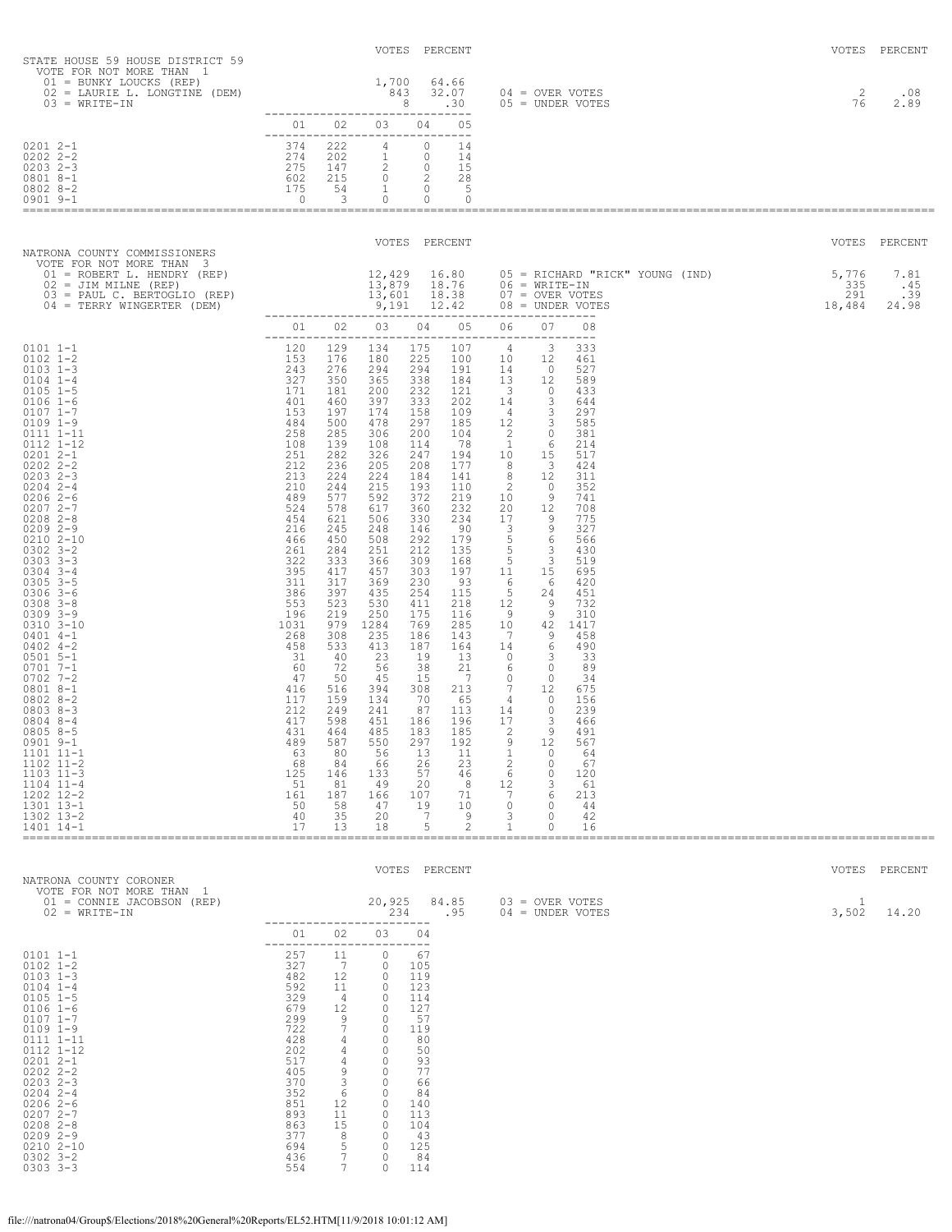## STATE HOUSE 59 HOUSE DISTRICT 59

VOTE FOR NOT MORE THAN 1

| Candidate | VOTES | PERCENT |
|---|---|---|
| 01 = BUNKY LOUCKS (REP) | 1,700 | 64.66 |
| 02 = LAURIE L. LONGTINE (DEM) | 843 | 32.07 |
| 03 = WRITE-IN | 8 | .30 |
| 04 = OVER VOTES | 2 | .08 |
| 05 = UNDER VOTES | 76 | 2.89 |

| Precinct | 01 | 02 | 03 | 04 | 05 |
|---|---|---|---|---|---|
| 0201 2-1 | 374 | 222 | 4 | 0 | 14 |
| 0202 2-2 | 274 | 202 | 1 | 0 | 14 |
| 0203 2-3 | 275 | 147 | 2 | 0 | 15 |
| 0801 8-1 | 602 | 215 | 0 | 2 | 28 |
| 0802 8-2 | 175 | 54 | 1 | 0 | 5 |
| 0901 9-1 | 0 | 3 | 0 | 0 | 0 |

## NATRONA COUNTY COMMISSIONERS

VOTE FOR NOT MORE THAN 3

| Candidate | VOTES | PERCENT |
|---|---|---|
| 01 = ROBERT L. HENDRY (REP) | 12,429 | 16.80 |
| 02 = JIM MILNE (REP) | 13,879 | 18.76 |
| 03 = PAUL C. BERTOGLIO (REP) | 13,601 | 18.38 |
| 04 = TERRY WINGERTER (DEM) | 9,191 | 12.42 |
| 05 = RICHARD "RICK" YOUNG (IND) | 5,776 | 7.81 |
| 06 = WRITE-IN | 335 | .45 |
| 07 = OVER VOTES | 291 | .39 |
| 08 = UNDER VOTES | 18,484 | 24.98 |

| Precinct | 01 | 02 | 03 | 04 | 05 | 06 | 07 | 08 |
|---|---|---|---|---|---|---|---|---|
| 0101 1-1 | 120 | 129 | 134 | 175 | 107 | 4 | 3 | 333 |
| 0102 1-2 | 153 | 176 | 180 | 225 | 100 | 10 | 12 | 461 |
| 0103 1-3 | 243 | 276 | 294 | 294 | 191 | 14 | 0 | 527 |
| 0104 1-4 | 327 | 350 | 365 | 338 | 184 | 13 | 12 | 589 |
| 0105 1-5 | 171 | 181 | 200 | 232 | 121 | 3 | 0 | 433 |
| 0106 1-6 | 401 | 460 | 397 | 333 | 202 | 14 | 3 | 644 |
| 0107 1-7 | 153 | 197 | 174 | 158 | 109 | 4 | 3 | 297 |
| 0109 1-9 | 484 | 500 | 478 | 297 | 185 | 12 | 3 | 585 |
| 0111 1-11 | 258 | 285 | 306 | 200 | 104 | 2 | 0 | 381 |
| 0112 1-12 | 108 | 139 | 108 | 114 | 78 | 1 | 6 | 214 |
| 0201 2-1 | 251 | 282 | 326 | 247 | 194 | 10 | 15 | 517 |
| 0202 2-2 | 212 | 236 | 205 | 208 | 177 | 8 | 3 | 424 |
| 0203 2-3 | 213 | 224 | 224 | 184 | 141 | 8 | 12 | 311 |
| 0204 2-4 | 210 | 244 | 215 | 193 | 110 | 2 | 0 | 352 |
| 0206 2-6 | 489 | 577 | 592 | 372 | 219 | 10 | 9 | 741 |
| 0207 2-7 | 524 | 578 | 617 | 360 | 232 | 20 | 12 | 708 |
| 0208 2-8 | 454 | 621 | 506 | 330 | 234 | 17 | 9 | 775 |
| 0209 2-9 | 216 | 245 | 248 | 146 | 90 | 3 | 9 | 327 |
| 0210 2-10 | 466 | 450 | 508 | 292 | 179 | 5 | 6 | 566 |
| 0302 3-2 | 261 | 284 | 251 | 212 | 135 | 5 | 3 | 430 |
| 0303 3-3 | 322 | 333 | 366 | 309 | 168 | 5 | 3 | 519 |
| 0304 3-4 | 395 | 417 | 457 | 303 | 197 | 11 | 15 | 695 |
| 0305 3-5 | 311 | 317 | 369 | 230 | 93 | 6 | 6 | 420 |
| 0306 3-6 | 386 | 397 | 435 | 254 | 115 | 5 | 24 | 451 |
| 0308 3-8 | 553 | 523 | 530 | 411 | 218 | 12 | 9 | 732 |
| 0309 3-9 | 196 | 219 | 250 | 175 | 116 | 9 | 9 | 310 |
| 0310 3-10 | 1031 | 979 | 1284 | 769 | 285 | 10 | 42 | 1417 |
| 0401 4-1 | 268 | 308 | 235 | 186 | 143 | 7 | 9 | 458 |
| 0402 4-2 | 458 | 533 | 413 | 187 | 164 | 14 | 6 | 490 |
| 0501 5-1 | 31 | 40 | 23 | 19 | 13 | 0 | 3 | 33 |
| 0701 7-1 | 60 | 72 | 56 | 38 | 21 | 6 | 0 | 89 |
| 0702 7-2 | 47 | 50 | 45 | 15 | 7 | 0 | 0 | 34 |
| 0801 8-1 | 416 | 516 | 394 | 308 | 213 | 7 | 12 | 675 |
| 0802 8-2 | 117 | 159 | 134 | 70 | 65 | 4 | 0 | 156 |
| 0803 8-3 | 212 | 249 | 241 | 87 | 113 | 14 | 0 | 239 |
| 0804 8-4 | 417 | 598 | 451 | 186 | 196 | 17 | 3 | 466 |
| 0805 8-5 | 431 | 464 | 485 | 183 | 185 | 2 | 9 | 491 |
| 0901 9-1 | 489 | 587 | 550 | 297 | 192 | 9 | 12 | 567 |
| 1101 11-1 | 63 | 80 | 56 | 13 | 11 | 1 | 0 | 64 |
| 1102 11-2 | 68 | 84 | 66 | 26 | 23 | 2 | 0 | 67 |
| 1103 11-3 | 125 | 146 | 133 | 57 | 46 | 6 | 0 | 120 |
| 1104 11-4 | 51 | 81 | 49 | 20 | 8 | 12 | 3 | 61 |
| 1202 12-2 | 161 | 187 | 166 | 107 | 71 | 7 | 6 | 213 |
| 1301 13-1 | 50 | 58 | 47 | 19 | 10 | 0 | 0 | 44 |
| 1302 13-2 | 40 | 35 | 20 | 7 | 9 | 3 | 0 | 42 |
| 1401 14-1 | 17 | 13 | 18 | 5 | 2 | 1 | 0 | 16 |

## NATRONA COUNTY CORONER

VOTE FOR NOT MORE THAN 1

| Candidate | VOTES | PERCENT |
|---|---|---|
| 01 = CONNIE JACOBSON (REP) | 20,925 | 84.85 |
| 02 = WRITE-IN | 234 | .95 |
| 03 = OVER VOTES | 1 | |
| 04 = UNDER VOTES | 3,502 | 14.20 |

| Precinct | 01 | 02 | 03 | 04 |
|---|---|---|---|---|
| 0101 1-1 | 257 | 11 | 0 | 67 |
| 0102 1-2 | 327 | 7 | 0 | 105 |
| 0103 1-3 | 482 | 12 | 0 | 119 |
| 0104 1-4 | 592 | 11 | 0 | 123 |
| 0105 1-5 | 329 | 4 | 0 | 114 |
| 0106 1-6 | 679 | 12 | 0 | 127 |
| 0107 1-7 | 299 | 9 | 0 | 57 |
| 0109 1-9 | 722 | 7 | 0 | 119 |
| 0111 1-11 | 428 | 4 | 0 | 80 |
| 0112 1-12 | 202 | 4 | 0 | 50 |
| 0201 2-1 | 517 | 4 | 0 | 93 |
| 0202 2-2 | 405 | 9 | 0 | 77 |
| 0203 2-3 | 370 | 3 | 0 | 66 |
| 0204 2-4 | 352 | 6 | 0 | 84 |
| 0206 2-6 | 851 | 12 | 0 | 140 |
| 0207 2-7 | 893 | 11 | 0 | 113 |
| 0208 2-8 | 863 | 15 | 0 | 104 |
| 0209 2-9 | 377 | 8 | 0 | 43 |
| 0210 2-10 | 694 | 5 | 0 | 125 |
| 0302 3-2 | 436 | 7 | 0 | 84 |
| 0303 3-3 | 554 | 7 | 0 | 114 |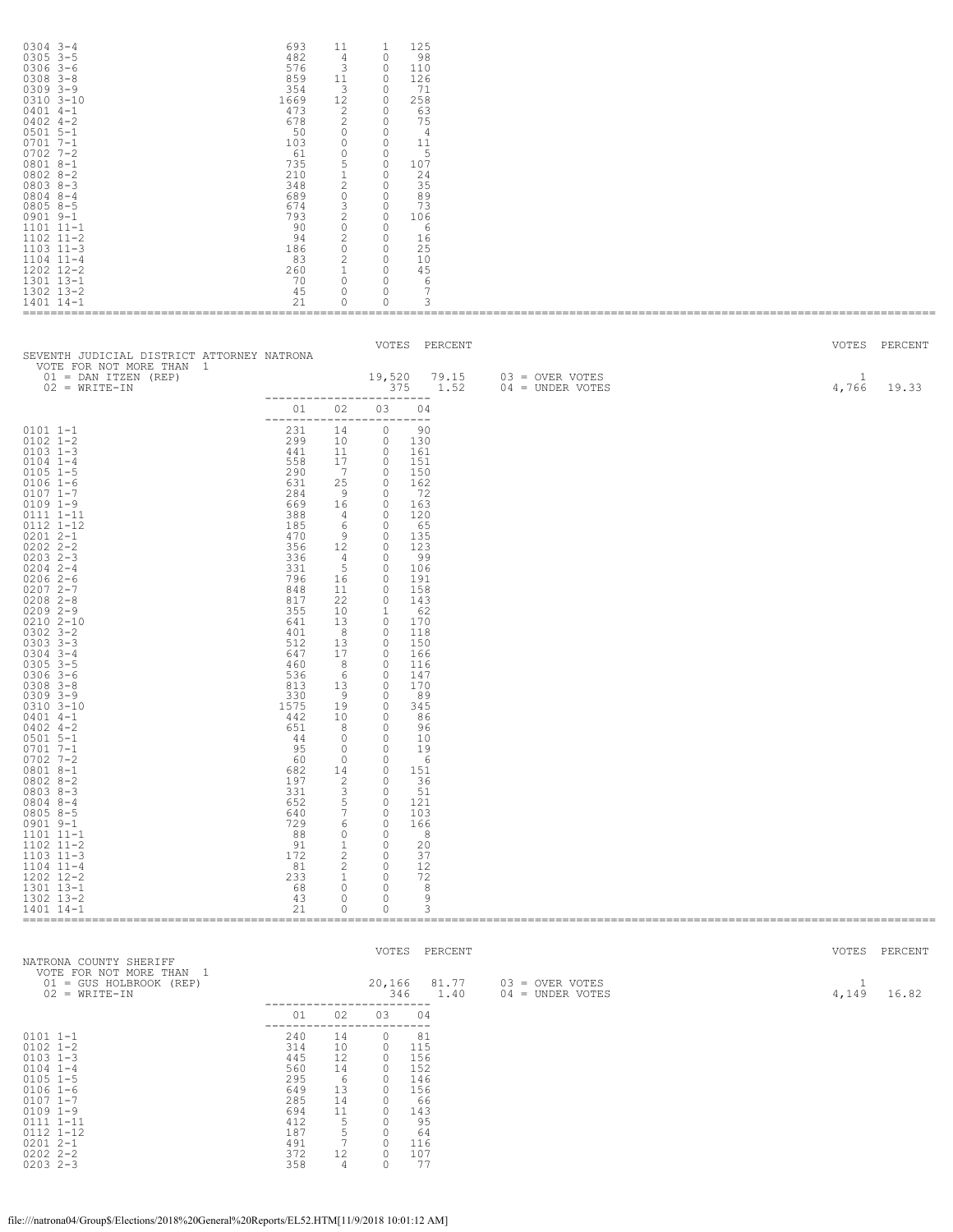| Precinct | 01 | 02 | 03 | 04 |
|---|---|---|---|---|
| 0304 3-4 | 693 | 11 | 1 | 125 |
| 0305 3-5 | 482 | 4 | 0 | 98 |
| 0306 3-6 | 576 | 3 | 0 | 110 |
| 0308 3-8 | 859 | 11 | 0 | 126 |
| 0309 3-9 | 354 | 3 | 0 | 71 |
| 0310 3-10 | 1669 | 12 | 0 | 258 |
| 0401 4-1 | 473 | 2 | 0 | 63 |
| 0402 4-2 | 678 | 2 | 0 | 75 |
| 0501 5-1 | 50 | 0 | 0 | 4 |
| 0701 7-1 | 103 | 0 | 0 | 11 |
| 0702 7-2 | 61 | 0 | 0 | 5 |
| 0801 8-1 | 735 | 5 | 0 | 107 |
| 0802 8-2 | 210 | 1 | 0 | 24 |
| 0803 8-3 | 348 | 2 | 0 | 35 |
| 0804 8-4 | 689 | 0 | 0 | 89 |
| 0805 8-5 | 674 | 3 | 0 | 73 |
| 0901 9-1 | 793 | 2 | 0 | 106 |
| 1101 11-1 | 90 | 0 | 0 | 6 |
| 1102 11-2 | 94 | 2 | 0 | 16 |
| 1103 11-3 | 186 | 0 | 0 | 25 |
| 1104 11-4 | 83 | 2 | 0 | 10 |
| 1202 12-2 | 260 | 1 | 0 | 45 |
| 1301 13-1 | 70 | 0 | 0 | 6 |
| 1302 13-2 | 45 | 0 | 0 | 7 |
| 1401 14-1 | 21 | 0 | 0 | 3 |

## SEVENTH JUDICIAL DISTRICT ATTORNEY NATRONA

VOTE FOR NOT MORE THAN 1

| Candidate | VOTES | PERCENT |
|---|---|---|
| 01 = DAN ITZEN (REP) | 19,520 | 79.15 |
| 02 = WRITE-IN | 375 | 1.52 |
| 03 = OVER VOTES | 1 | |
| 04 = UNDER VOTES | 4,766 | 19.33 |

| Precinct | 01 | 02 | 03 | 04 |
|---|---|---|---|---|
| 0101 1-1 | 231 | 14 | 0 | 90 |
| 0102 1-2 | 299 | 10 | 0 | 130 |
| 0103 1-3 | 441 | 11 | 0 | 161 |
| 0104 1-4 | 558 | 17 | 0 | 151 |
| 0105 1-5 | 290 | 7 | 0 | 150 |
| 0106 1-6 | 631 | 25 | 0 | 162 |
| 0107 1-7 | 284 | 9 | 0 | 72 |
| 0109 1-9 | 669 | 16 | 0 | 163 |
| 0111 1-11 | 388 | 4 | 0 | 120 |
| 0112 1-12 | 185 | 6 | 0 | 65 |
| 0201 2-1 | 470 | 9 | 0 | 135 |
| 0202 2-2 | 356 | 12 | 0 | 123 |
| 0203 2-3 | 336 | 4 | 0 | 99 |
| 0204 2-4 | 331 | 5 | 0 | 106 |
| 0206 2-6 | 796 | 16 | 0 | 191 |
| 0207 2-7 | 848 | 11 | 0 | 158 |
| 0208 2-8 | 817 | 22 | 0 | 143 |
| 0209 2-9 | 355 | 10 | 1 | 62 |
| 0210 2-10 | 641 | 13 | 0 | 170 |
| 0302 3-2 | 401 | 8 | 0 | 118 |
| 0303 3-3 | 512 | 13 | 0 | 150 |
| 0304 3-4 | 647 | 17 | 0 | 166 |
| 0305 3-5 | 460 | 8 | 0 | 116 |
| 0306 3-6 | 536 | 6 | 0 | 147 |
| 0308 3-8 | 813 | 13 | 0 | 170 |
| 0309 3-9 | 330 | 9 | 0 | 89 |
| 0310 3-10 | 1575 | 19 | 0 | 345 |
| 0401 4-1 | 442 | 10 | 0 | 86 |
| 0402 4-2 | 651 | 8 | 0 | 96 |
| 0501 5-1 | 44 | 0 | 0 | 10 |
| 0701 7-1 | 95 | 0 | 0 | 19 |
| 0702 7-2 | 60 | 0 | 0 | 6 |
| 0801 8-1 | 682 | 14 | 0 | 151 |
| 0802 8-2 | 197 | 2 | 0 | 36 |
| 0803 8-3 | 331 | 3 | 0 | 51 |
| 0804 8-4 | 652 | 5 | 0 | 121 |
| 0805 8-5 | 640 | 7 | 0 | 103 |
| 0901 9-1 | 729 | 6 | 0 | 166 |
| 1101 11-1 | 88 | 0 | 0 | 8 |
| 1102 11-2 | 91 | 1 | 0 | 20 |
| 1103 11-3 | 172 | 2 | 0 | 37 |
| 1104 11-4 | 81 | 2 | 0 | 12 |
| 1202 12-2 | 233 | 1 | 0 | 72 |
| 1301 13-1 | 68 | 0 | 0 | 8 |
| 1302 13-2 | 43 | 0 | 0 | 9 |
| 1401 14-1 | 21 | 0 | 0 | 3 |

## NATRONA COUNTY SHERIFF

VOTE FOR NOT MORE THAN 1

| Candidate | VOTES | PERCENT |
|---|---|---|
| 01 = GUS HOLBROOK (REP) | 20,166 | 81.77 |
| 02 = WRITE-IN | 346 | 1.40 |
| 03 = OVER VOTES | 1 | |
| 04 = UNDER VOTES | 4,149 | 16.82 |

| Precinct | 01 | 02 | 03 | 04 |
|---|---|---|---|---|
| 0101 1-1 | 240 | 14 | 0 | 81 |
| 0102 1-2 | 314 | 10 | 0 | 115 |
| 0103 1-3 | 445 | 12 | 0 | 156 |
| 0104 1-4 | 560 | 14 | 0 | 152 |
| 0105 1-5 | 295 | 6 | 0 | 146 |
| 0106 1-6 | 649 | 13 | 0 | 156 |
| 0107 1-7 | 285 | 14 | 0 | 66 |
| 0109 1-9 | 694 | 11 | 0 | 143 |
| 0111 1-11 | 412 | 5 | 0 | 95 |
| 0112 1-12 | 187 | 5 | 0 | 64 |
| 0201 2-1 | 491 | 7 | 0 | 116 |
| 0202 2-2 | 372 | 12 | 0 | 107 |
| 0203 2-3 | 358 | 4 | 0 | 77 |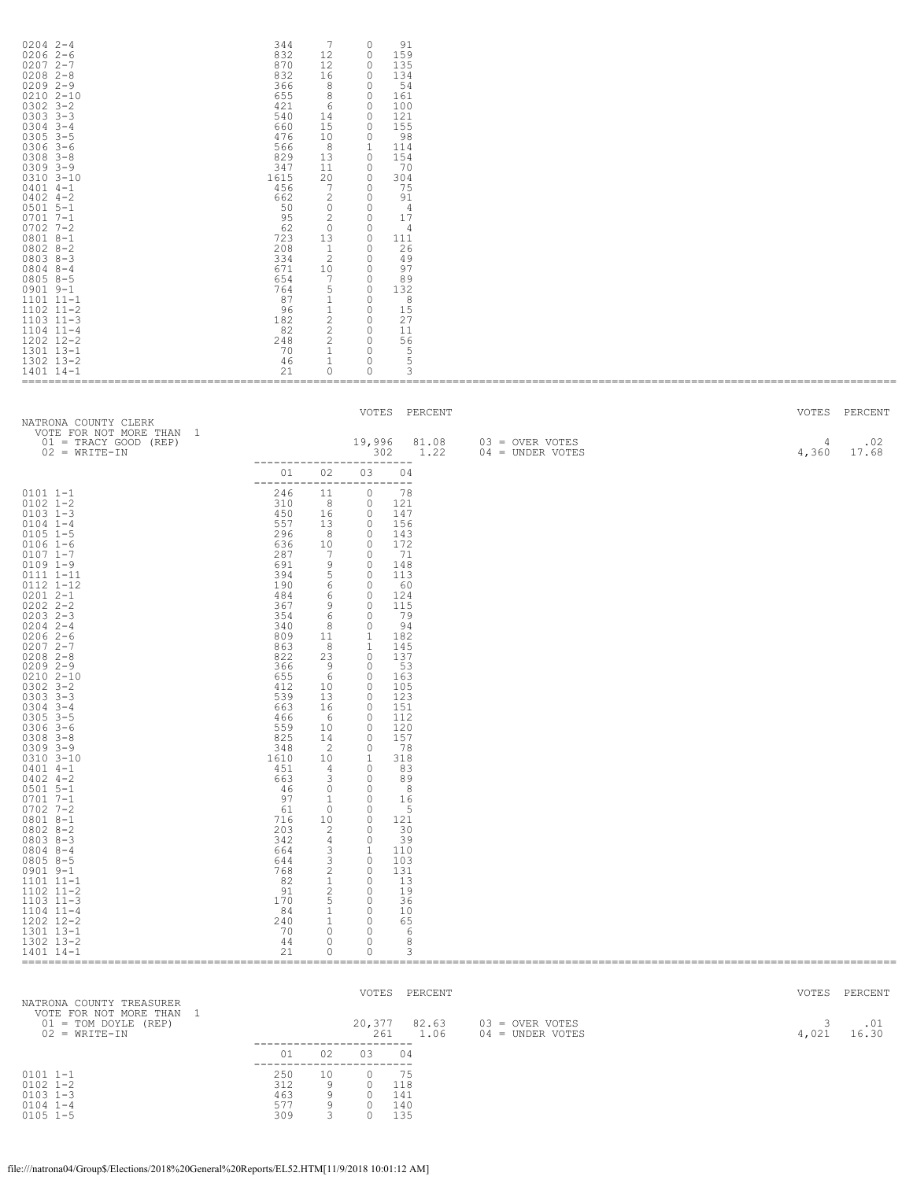| Precinct | 01 | 02 | 03 | 04 |
|---|---|---|---|---|
| 0204 2-4 | 344 | 7 | 0 | 91 |
| 0206 2-6 | 832 | 12 | 0 | 159 |
| 0207 2-7 | 870 | 12 | 0 | 135 |
| 0208 2-8 | 832 | 16 | 0 | 134 |
| 0209 2-9 | 366 | 8 | 0 | 54 |
| 0210 2-10 | 655 | 8 | 0 | 161 |
| 0302 3-2 | 421 | 6 | 0 | 100 |
| 0303 3-3 | 540 | 14 | 0 | 121 |
| 0304 3-4 | 660 | 15 | 0 | 155 |
| 0305 3-5 | 476 | 10 | 0 | 98 |
| 0306 3-6 | 566 | 8 | 1 | 114 |
| 0308 3-8 | 829 | 13 | 0 | 154 |
| 0309 3-9 | 347 | 11 | 0 | 70 |
| 0310 3-10 | 1615 | 20 | 0 | 304 |
| 0401 4-1 | 456 | 7 | 0 | 75 |
| 0402 4-2 | 662 | 2 | 0 | 91 |
| 0501 5-1 | 50 | 0 | 0 | 4 |
| 0701 7-1 | 95 | 2 | 0 | 17 |
| 0702 7-2 | 62 | 0 | 0 | 4 |
| 0801 8-1 | 723 | 13 | 0 | 111 |
| 0802 8-2 | 208 | 1 | 0 | 26 |
| 0803 8-3 | 334 | 2 | 0 | 49 |
| 0804 8-4 | 671 | 10 | 0 | 97 |
| 0805 8-5 | 654 | 7 | 0 | 89 |
| 0901 9-1 | 764 | 5 | 0 | 132 |
| 1101 11-1 | 87 | 1 | 0 | 8 |
| 1102 11-2 | 96 | 1 | 0 | 15 |
| 1103 11-3 | 182 | 2 | 0 | 27 |
| 1104 11-4 | 82 | 2 | 0 | 11 |
| 1202 12-2 | 248 | 2 | 0 | 56 |
| 1301 13-1 | 70 | 1 | 0 | 5 |
| 1302 13-2 | 46 | 1 | 0 | 5 |
| 1401 14-1 | 21 | 0 | 0 | 3 |

## NATRONA COUNTY CLERK

VOTE FOR NOT MORE THAN 1

| | VOTES | PERCENT | | VOTES | PERCENT |
|---|---|---|---|---|---|
| 01 = TRACY GOOD (REP) | 19,996 | 81.08 | 03 = OVER VOTES | 4 | .02 |
| 02 = WRITE-IN | 302 | 1.22 | 04 = UNDER VOTES | 4,360 | 17.68 |

| Precinct | 01 | 02 | 03 | 04 |
|---|---|---|---|---|
| 0101 1-1 | 246 | 11 | 0 | 78 |
| 0102 1-2 | 310 | 8 | 0 | 121 |
| 0103 1-3 | 450 | 16 | 0 | 147 |
| 0104 1-4 | 557 | 13 | 0 | 156 |
| 0105 1-5 | 296 | 8 | 0 | 143 |
| 0106 1-6 | 636 | 10 | 0 | 172 |
| 0107 1-7 | 287 | 7 | 0 | 71 |
| 0109 1-9 | 691 | 9 | 0 | 148 |
| 0111 1-11 | 394 | 5 | 0 | 113 |
| 0112 1-12 | 190 | 6 | 0 | 60 |
| 0201 2-1 | 484 | 6 | 0 | 124 |
| 0202 2-2 | 367 | 9 | 0 | 115 |
| 0203 2-3 | 354 | 6 | 0 | 79 |
| 0204 2-4 | 340 | 8 | 0 | 94 |
| 0206 2-6 | 809 | 11 | 1 | 182 |
| 0207 2-7 | 863 | 8 | 1 | 145 |
| 0208 2-8 | 822 | 23 | 0 | 137 |
| 0209 2-9 | 366 | 9 | 0 | 53 |
| 0210 2-10 | 655 | 6 | 0 | 163 |
| 0302 3-2 | 412 | 10 | 0 | 105 |
| 0303 3-3 | 539 | 13 | 0 | 123 |
| 0304 3-4 | 663 | 16 | 0 | 151 |
| 0305 3-5 | 466 | 6 | 0 | 112 |
| 0306 3-6 | 559 | 10 | 0 | 120 |
| 0308 3-8 | 825 | 14 | 0 | 157 |
| 0309 3-9 | 348 | 2 | 0 | 78 |
| 0310 3-10 | 1610 | 10 | 1 | 318 |
| 0401 4-1 | 451 | 4 | 0 | 83 |
| 0402 4-2 | 663 | 3 | 0 | 89 |
| 0501 5-1 | 46 | 0 | 0 | 8 |
| 0701 7-1 | 97 | 1 | 0 | 16 |
| 0702 7-2 | 61 | 0 | 0 | 5 |
| 0801 8-1 | 716 | 10 | 0 | 121 |
| 0802 8-2 | 203 | 2 | 0 | 30 |
| 0803 8-3 | 342 | 4 | 0 | 39 |
| 0804 8-4 | 664 | 3 | 1 | 110 |
| 0805 8-5 | 644 | 3 | 0 | 103 |
| 0901 9-1 | 768 | 2 | 0 | 131 |
| 1101 11-1 | 82 | 1 | 0 | 13 |
| 1102 11-2 | 91 | 2 | 0 | 19 |
| 1103 11-3 | 170 | 5 | 0 | 36 |
| 1104 11-4 | 84 | 1 | 0 | 10 |
| 1202 12-2 | 240 | 1 | 0 | 65 |
| 1301 13-1 | 70 | 0 | 0 | 6 |
| 1302 13-2 | 44 | 0 | 0 | 8 |
| 1401 14-1 | 21 | 0 | 0 | 3 |

## NATRONA COUNTY TREASURER

VOTE FOR NOT MORE THAN 1

| | VOTES | PERCENT | | VOTES | PERCENT |
|---|---|---|---|---|---|
| 01 = TOM DOYLE (REP) | 20,377 | 82.63 | 03 = OVER VOTES | 3 | .01 |
| 02 = WRITE-IN | 261 | 1.06 | 04 = UNDER VOTES | 4,021 | 16.30 |

| Precinct | 01 | 02 | 03 | 04 |
|---|---|---|---|---|
| 0101 1-1 | 250 | 10 | 0 | 75 |
| 0102 1-2 | 312 | 9 | 0 | 118 |
| 0103 1-3 | 463 | 9 | 0 | 141 |
| 0104 1-4 | 577 | 9 | 0 | 140 |
| 0105 1-5 | 309 | 3 | 0 | 135 |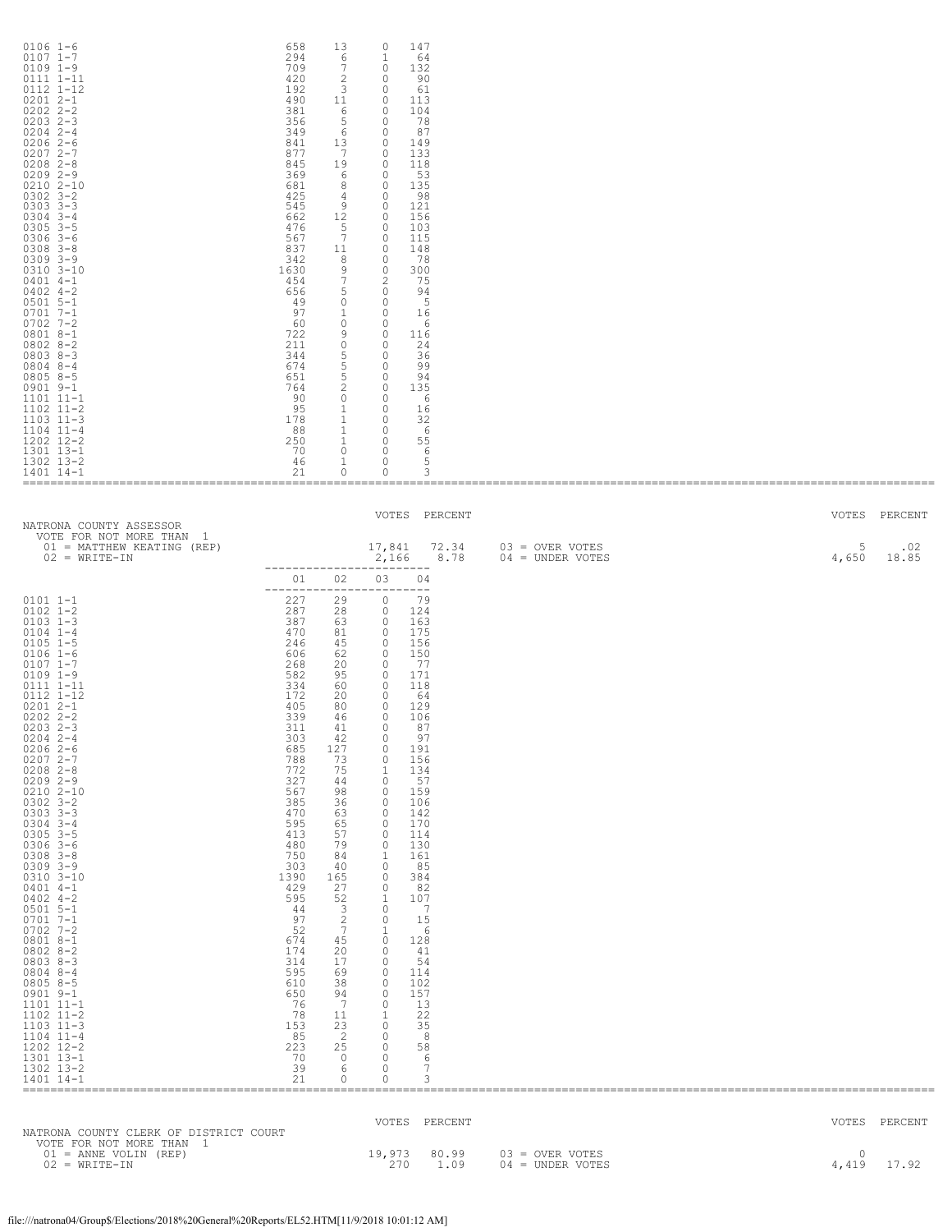| Precinct | 01 | 02 | 03 | 04 |
|---|---|---|---|---|
| 0106 1-6 | 658 | 13 | 0 | 147 |
| 0107 1-7 | 294 | 6 | 1 | 64 |
| 0109 1-9 | 709 | 7 | 0 | 132 |
| 0111 1-11 | 420 | 2 | 0 | 90 |
| 0112 1-12 | 192 | 3 | 0 | 61 |
| 0201 2-1 | 490 | 11 | 0 | 113 |
| 0202 2-2 | 381 | 6 | 0 | 104 |
| 0203 2-3 | 356 | 5 | 0 | 78 |
| 0204 2-4 | 349 | 6 | 0 | 87 |
| 0206 2-6 | 841 | 13 | 0 | 149 |
| 0207 2-7 | 877 | 7 | 0 | 133 |
| 0208 2-8 | 845 | 19 | 0 | 118 |
| 0209 2-9 | 369 | 6 | 0 | 53 |
| 0210 2-10 | 681 | 8 | 0 | 135 |
| 0302 3-2 | 425 | 4 | 0 | 98 |
| 0303 3-3 | 545 | 9 | 0 | 121 |
| 0304 3-4 | 662 | 12 | 0 | 156 |
| 0305 3-5 | 476 | 5 | 0 | 103 |
| 0306 3-6 | 567 | 7 | 0 | 115 |
| 0308 3-8 | 837 | 11 | 0 | 148 |
| 0309 3-9 | 342 | 8 | 0 | 78 |
| 0310 3-10 | 1630 | 9 | 0 | 300 |
| 0401 4-1 | 454 | 7 | 2 | 75 |
| 0402 4-2 | 656 | 5 | 0 | 94 |
| 0501 5-1 | 49 | 0 | 0 | 5 |
| 0701 7-1 | 97 | 1 | 0 | 16 |
| 0702 7-2 | 60 | 0 | 0 | 6 |
| 0801 8-1 | 722 | 9 | 0 | 116 |
| 0802 8-2 | 211 | 0 | 0 | 24 |
| 0803 8-3 | 344 | 5 | 0 | 36 |
| 0804 8-4 | 674 | 5 | 0 | 99 |
| 0805 8-5 | 651 | 5 | 0 | 94 |
| 0901 9-1 | 764 | 2 | 0 | 135 |
| 1101 11-1 | 90 | 0 | 0 | 6 |
| 1102 11-2 | 95 | 1 | 0 | 16 |
| 1103 11-3 | 178 | 1 | 0 | 32 |
| 1104 11-4 | 88 | 1 | 0 | 6 |
| 1202 12-2 | 250 | 1 | 0 | 55 |
| 1301 13-1 | 70 | 0 | 0 | 6 |
| 1302 13-2 | 46 | 1 | 0 | 5 |
| 1401 14-1 | 21 | 0 | 0 | 3 |

## NATRONA COUNTY ASSESSOR

VOTE FOR NOT MORE THAN 1

| | VOTES | PERCENT |
|---|---|---|
| 01 = MATTHEW KEATING (REP) | 17,841 | 72.34 |
| 02 = WRITE-IN | 2,166 | 8.78 |
| 03 = OVER VOTES | 5 | .02 |
| 04 = UNDER VOTES | 4,650 | 18.85 |

| Precinct | 01 | 02 | 03 | 04 |
|---|---|---|---|---|
| 0101 1-1 | 227 | 29 | 0 | 79 |
| 0102 1-2 | 287 | 28 | 0 | 124 |
| 0103 1-3 | 387 | 63 | 0 | 163 |
| 0104 1-4 | 470 | 81 | 0 | 175 |
| 0105 1-5 | 246 | 45 | 0 | 156 |
| 0106 1-6 | 606 | 62 | 0 | 150 |
| 0107 1-7 | 268 | 20 | 0 | 77 |
| 0109 1-9 | 582 | 95 | 0 | 171 |
| 0111 1-11 | 334 | 60 | 0 | 118 |
| 0112 1-12 | 172 | 20 | 0 | 64 |
| 0201 2-1 | 405 | 80 | 0 | 129 |
| 0202 2-2 | 339 | 46 | 0 | 106 |
| 0203 2-3 | 311 | 41 | 0 | 87 |
| 0204 2-4 | 303 | 42 | 0 | 97 |
| 0206 2-6 | 685 | 127 | 0 | 191 |
| 0207 2-7 | 788 | 73 | 0 | 156 |
| 0208 2-8 | 772 | 75 | 1 | 134 |
| 0209 2-9 | 327 | 44 | 0 | 57 |
| 0210 2-10 | 567 | 98 | 0 | 159 |
| 0302 3-2 | 385 | 36 | 0 | 106 |
| 0303 3-3 | 470 | 63 | 0 | 142 |
| 0304 3-4 | 595 | 65 | 0 | 170 |
| 0305 3-5 | 413 | 57 | 0 | 114 |
| 0306 3-6 | 480 | 79 | 0 | 130 |
| 0308 3-8 | 750 | 84 | 1 | 161 |
| 0309 3-9 | 303 | 40 | 0 | 85 |
| 0310 3-10 | 1390 | 165 | 0 | 384 |
| 0401 4-1 | 429 | 27 | 0 | 82 |
| 0402 4-2 | 595 | 52 | 1 | 107 |
| 0501 5-1 | 44 | 3 | 0 | 7 |
| 0701 7-1 | 97 | 2 | 0 | 15 |
| 0702 7-2 | 52 | 7 | 1 | 6 |
| 0801 8-1 | 674 | 45 | 0 | 128 |
| 0802 8-2 | 174 | 20 | 0 | 41 |
| 0803 8-3 | 314 | 17 | 0 | 54 |
| 0804 8-4 | 595 | 69 | 0 | 114 |
| 0805 8-5 | 610 | 38 | 0 | 102 |
| 0901 9-1 | 650 | 94 | 0 | 157 |
| 1101 11-1 | 76 | 7 | 0 | 13 |
| 1102 11-2 | 78 | 11 | 1 | 22 |
| 1103 11-3 | 153 | 23 | 0 | 35 |
| 1104 11-4 | 85 | 2 | 0 | 8 |
| 1202 12-2 | 223 | 25 | 0 | 58 |
| 1301 13-1 | 70 | 0 | 0 | 6 |
| 1302 13-2 | 39 | 6 | 0 | 7 |
| 1401 14-1 | 21 | 0 | 0 | 3 |

## NATRONA COUNTY CLERK OF DISTRICT COURT

VOTE FOR NOT MORE THAN 1

| | VOTES | PERCENT |
|---|---|---|
| 01 = ANNE VOLIN (REP) | 19,973 | 80.99 |
| 02 = WRITE-IN | 270 | 1.09 |
| 03 = OVER VOTES | 0 | |
| 04 = UNDER VOTES | 4,419 | 17.92 |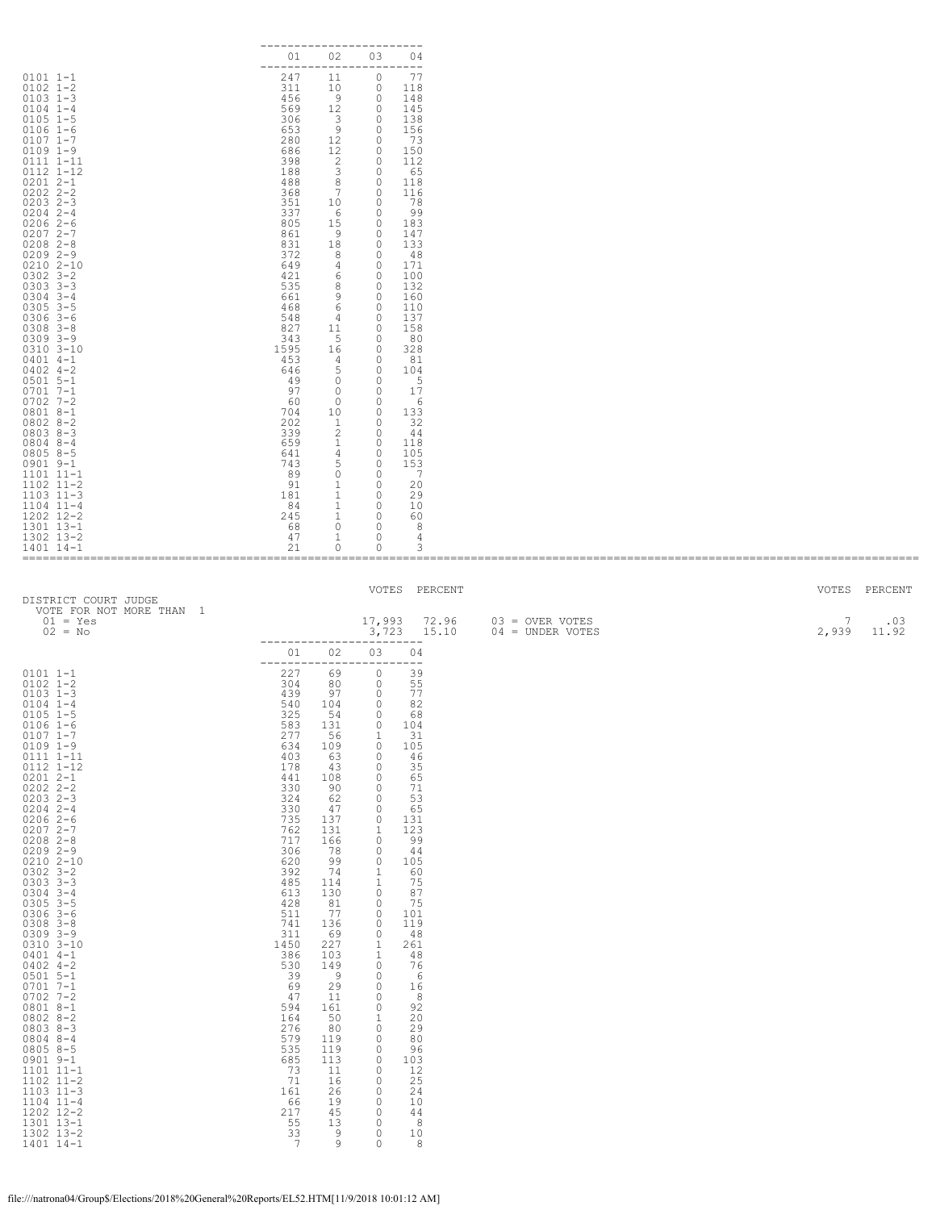| | 01 | 02 | 03 | 04 |
|---|---|---|---|---|
| 0101 1-1 | 247 | 11 | 0 | 77 |
| 0102 1-2 | 311 | 10 | 0 | 118 |
| 0103 1-3 | 456 | 9 | 0 | 148 |
| 0104 1-4 | 569 | 12 | 0 | 145 |
| 0105 1-5 | 306 | 3 | 0 | 138 |
| 0106 1-6 | 653 | 9 | 0 | 156 |
| 0107 1-7 | 280 | 12 | 0 | 73 |
| 0109 1-9 | 686 | 12 | 0 | 150 |
| 0111 1-11 | 398 | 2 | 0 | 112 |
| 0112 1-12 | 188 | 3 | 0 | 65 |
| 0201 2-1 | 488 | 8 | 0 | 118 |
| 0202 2-2 | 368 | 7 | 0 | 116 |
| 0203 2-3 | 351 | 10 | 0 | 78 |
| 0204 2-4 | 337 | 6 | 0 | 99 |
| 0206 2-6 | 805 | 15 | 0 | 183 |
| 0207 2-7 | 861 | 9 | 0 | 147 |
| 0208 2-8 | 831 | 18 | 0 | 133 |
| 0209 2-9 | 372 | 8 | 0 | 48 |
| 0210 2-10 | 649 | 4 | 0 | 171 |
| 0302 3-2 | 421 | 6 | 0 | 100 |
| 0303 3-3 | 535 | 8 | 0 | 132 |
| 0304 3-4 | 661 | 9 | 0 | 160 |
| 0305 3-5 | 468 | 6 | 0 | 110 |
| 0306 3-6 | 548 | 4 | 0 | 137 |
| 0308 3-8 | 827 | 11 | 0 | 158 |
| 0309 3-9 | 343 | 5 | 0 | 80 |
| 0310 3-10 | 1595 | 16 | 0 | 328 |
| 0401 4-1 | 453 | 4 | 0 | 81 |
| 0402 4-2 | 646 | 5 | 0 | 104 |
| 0501 5-1 | 49 | 0 | 0 | 5 |
| 0701 7-1 | 97 | 0 | 0 | 17 |
| 0702 7-2 | 60 | 0 | 0 | 6 |
| 0801 8-1 | 704 | 10 | 0 | 133 |
| 0802 8-2 | 202 | 1 | 0 | 32 |
| 0803 8-3 | 339 | 2 | 0 | 44 |
| 0804 8-4 | 659 | 1 | 0 | 118 |
| 0805 8-5 | 641 | 4 | 0 | 105 |
| 0901 9-1 | 743 | 5 | 0 | 153 |
| 1101 11-1 | 89 | 0 | 0 | 7 |
| 1102 11-2 | 91 | 1 | 0 | 20 |
| 1103 11-3 | 181 | 1 | 0 | 29 |
| 1104 11-4 | 84 | 1 | 0 | 10 |
| 1202 12-2 | 245 | 1 | 0 | 60 |
| 1301 13-1 | 68 | 0 | 0 | 8 |
| 1302 13-2 | 47 | 1 | 0 | 4 |
| 1401 14-1 | 21 | 0 | 0 | 3 |

DISTRICT COURT JUDGE
VOTE FOR NOT MORE THAN 1

| | VOTES | PERCENT | | VOTES | PERCENT |
|---|---|---|---|---|---|
| 01 = Yes | 17,993 | 72.96 | 03 = OVER VOTES | 7 | .03 |
| 02 = No | 3,723 | 15.10 | 04 = UNDER VOTES | 2,939 | 11.92 |

| | 01 | 02 | 03 | 04 |
|---|---|---|---|---|
| 0101 1-1 | 227 | 69 | 0 | 39 |
| 0102 1-2 | 304 | 80 | 0 | 55 |
| 0103 1-3 | 439 | 97 | 0 | 77 |
| 0104 1-4 | 540 | 104 | 0 | 82 |
| 0105 1-5 | 325 | 54 | 0 | 68 |
| 0106 1-6 | 583 | 131 | 0 | 104 |
| 0107 1-7 | 277 | 56 | 1 | 31 |
| 0109 1-9 | 634 | 109 | 0 | 105 |
| 0111 1-11 | 403 | 63 | 0 | 46 |
| 0112 1-12 | 178 | 43 | 0 | 35 |
| 0201 2-1 | 441 | 108 | 0 | 65 |
| 0202 2-2 | 330 | 90 | 0 | 71 |
| 0203 2-3 | 324 | 62 | 0 | 53 |
| 0204 2-4 | 330 | 47 | 0 | 65 |
| 0206 2-6 | 735 | 137 | 0 | 131 |
| 0207 2-7 | 762 | 131 | 1 | 123 |
| 0208 2-8 | 717 | 166 | 0 | 99 |
| 0209 2-9 | 306 | 78 | 0 | 44 |
| 0210 2-10 | 620 | 99 | 0 | 105 |
| 0302 3-2 | 392 | 74 | 1 | 60 |
| 0303 3-3 | 485 | 114 | 1 | 75 |
| 0304 3-4 | 613 | 130 | 0 | 87 |
| 0305 3-5 | 428 | 81 | 0 | 75 |
| 0306 3-6 | 511 | 77 | 0 | 101 |
| 0308 3-8 | 741 | 136 | 0 | 119 |
| 0309 3-9 | 311 | 69 | 0 | 48 |
| 0310 3-10 | 1450 | 227 | 1 | 261 |
| 0401 4-1 | 386 | 103 | 1 | 48 |
| 0402 4-2 | 530 | 149 | 0 | 76 |
| 0501 5-1 | 39 | 9 | 0 | 6 |
| 0701 7-1 | 69 | 29 | 0 | 16 |
| 0702 7-2 | 47 | 11 | 0 | 8 |
| 0801 8-1 | 594 | 161 | 0 | 92 |
| 0802 8-2 | 164 | 50 | 1 | 20 |
| 0803 8-3 | 276 | 80 | 0 | 29 |
| 0804 8-4 | 579 | 119 | 0 | 80 |
| 0805 8-5 | 535 | 119 | 0 | 96 |
| 0901 9-1 | 685 | 113 | 0 | 103 |
| 1101 11-1 | 73 | 11 | 0 | 12 |
| 1102 11-2 | 71 | 16 | 0 | 25 |
| 1103 11-3 | 161 | 26 | 0 | 24 |
| 1104 11-4 | 66 | 19 | 0 | 10 |
| 1202 12-2 | 217 | 45 | 0 | 44 |
| 1301 13-1 | 55 | 13 | 0 | 8 |
| 1302 13-2 | 33 | 9 | 0 | 10 |
| 1401 14-1 | 7 | 9 | 0 | 8 |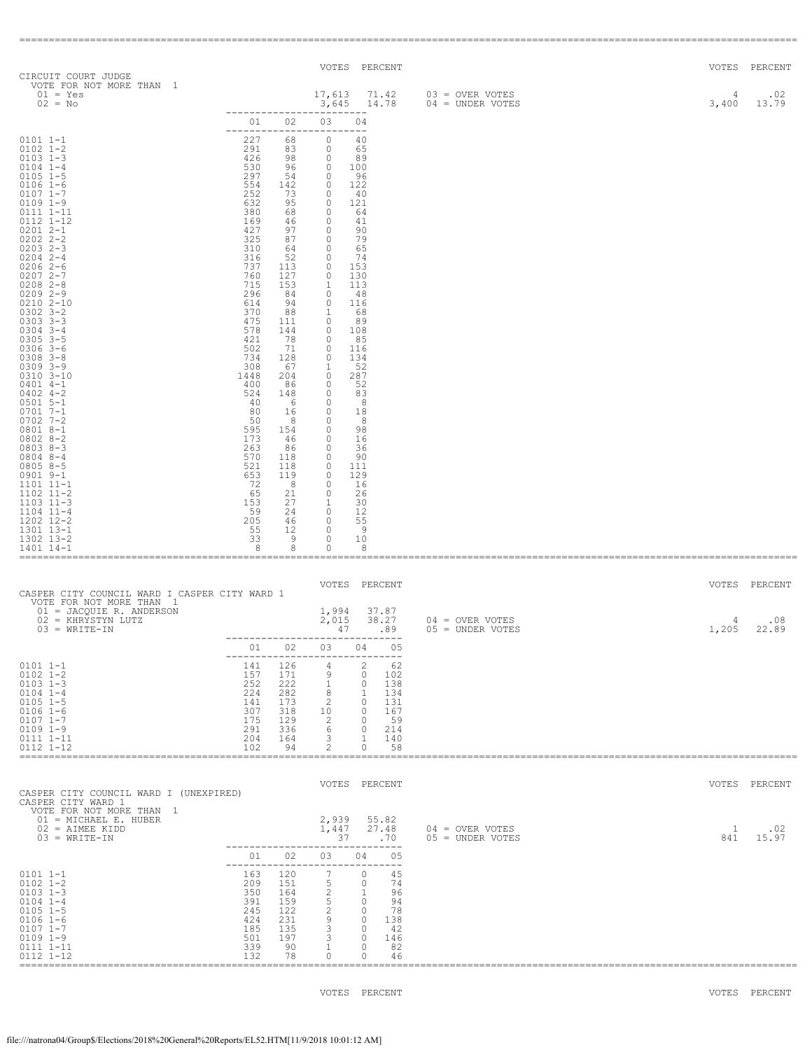## CIRCUIT COURT JUDGE

VOTE FOR NOT MORE THAN 1

| | VOTES | PERCENT |
|---|---|---|
| 01 = Yes | 17,613 | 71.42 |
| 02 = No | 3,645 | 14.78 |
| 03 = OVER VOTES | 4 | .02 |
| 04 = UNDER VOTES | 3,400 | 13.79 |

| Precinct | 01 | 02 | 03 | 04 |
|---|---|---|---|---|
| 0101 1-1 | 227 | 68 | 0 | 40 |
| 0102 1-2 | 291 | 83 | 0 | 65 |
| 0103 1-3 | 426 | 98 | 0 | 89 |
| 0104 1-4 | 530 | 96 | 0 | 100 |
| 0105 1-5 | 297 | 54 | 0 | 96 |
| 0106 1-6 | 554 | 142 | 0 | 122 |
| 0107 1-7 | 252 | 73 | 0 | 40 |
| 0109 1-9 | 632 | 95 | 0 | 121 |
| 0111 1-11 | 380 | 68 | 0 | 64 |
| 0112 1-12 | 169 | 46 | 0 | 41 |
| 0201 2-1 | 427 | 97 | 0 | 90 |
| 0202 2-2 | 325 | 87 | 0 | 79 |
| 0203 2-3 | 310 | 64 | 0 | 65 |
| 0204 2-4 | 316 | 52 | 0 | 74 |
| 0206 2-6 | 737 | 113 | 0 | 153 |
| 0207 2-7 | 760 | 127 | 0 | 130 |
| 0208 2-8 | 715 | 153 | 1 | 113 |
| 0209 2-9 | 296 | 84 | 0 | 48 |
| 0210 2-10 | 614 | 94 | 0 | 116 |
| 0302 3-2 | 370 | 88 | 1 | 68 |
| 0303 3-3 | 475 | 111 | 0 | 89 |
| 0304 3-4 | 578 | 144 | 0 | 108 |
| 0305 3-5 | 421 | 78 | 0 | 85 |
| 0306 3-6 | 502 | 71 | 0 | 116 |
| 0308 3-8 | 734 | 128 | 0 | 134 |
| 0309 3-9 | 308 | 67 | 1 | 52 |
| 0310 3-10 | 1448 | 204 | 0 | 287 |
| 0401 4-1 | 400 | 86 | 0 | 52 |
| 0402 4-2 | 524 | 148 | 0 | 83 |
| 0501 5-1 | 40 | 6 | 0 | 8 |
| 0701 7-1 | 80 | 16 | 0 | 18 |
| 0702 7-2 | 50 | 8 | 0 | 8 |
| 0801 8-1 | 595 | 154 | 0 | 98 |
| 0802 8-2 | 173 | 46 | 0 | 16 |
| 0803 8-3 | 263 | 86 | 0 | 36 |
| 0804 8-4 | 570 | 118 | 0 | 90 |
| 0805 8-5 | 521 | 118 | 0 | 111 |
| 0901 9-1 | 653 | 119 | 0 | 129 |
| 1101 11-1 | 72 | 8 | 0 | 16 |
| 1102 11-2 | 65 | 21 | 0 | 26 |
| 1103 11-3 | 153 | 27 | 1 | 30 |
| 1104 11-4 | 59 | 24 | 0 | 12 |
| 1202 12-2 | 205 | 46 | 0 | 55 |
| 1301 13-1 | 55 | 12 | 0 | 9 |
| 1302 13-2 | 33 | 9 | 0 | 10 |
| 1401 14-1 | 8 | 8 | 0 | 8 |

## CASPER CITY COUNCIL WARD I CASPER CITY WARD 1

VOTE FOR NOT MORE THAN 1

| | VOTES | PERCENT |
|---|---|---|
| 01 = JACQUIE R. ANDERSON | 1,994 | 37.87 |
| 02 = KHRYSTYN LUTZ | 2,015 | 38.27 |
| 03 = WRITE-IN | 47 | .89 |
| 04 = OVER VOTES | 4 | .08 |
| 05 = UNDER VOTES | 1,205 | 22.89 |

| Precinct | 01 | 02 | 03 | 04 | 05 |
|---|---|---|---|---|---|
| 0101 1-1 | 141 | 126 | 4 | 2 | 62 |
| 0102 1-2 | 157 | 171 | 9 | 0 | 102 |
| 0103 1-3 | 252 | 222 | 1 | 0 | 138 |
| 0104 1-4 | 224 | 282 | 8 | 1 | 134 |
| 0105 1-5 | 141 | 173 | 2 | 0 | 131 |
| 0106 1-6 | 307 | 318 | 10 | 0 | 167 |
| 0107 1-7 | 175 | 129 | 2 | 0 | 59 |
| 0109 1-9 | 291 | 336 | 6 | 0 | 214 |
| 0111 1-11 | 204 | 164 | 3 | 1 | 140 |
| 0112 1-12 | 102 | 94 | 2 | 0 | 58 |

## CASPER CITY COUNCIL WARD I (UNEXPIRED) CASPER CITY WARD 1

VOTE FOR NOT MORE THAN 1

| | VOTES | PERCENT |
|---|---|---|
| 01 = MICHAEL E. HUBER | 2,939 | 55.82 |
| 02 = AIMEE KIDD | 1,447 | 27.48 |
| 03 = WRITE-IN | 37 | .70 |
| 04 = OVER VOTES | 1 | .02 |
| 05 = UNDER VOTES | 841 | 15.97 |

| Precinct | 01 | 02 | 03 | 04 | 05 |
|---|---|---|---|---|---|
| 0101 1-1 | 163 | 120 | 7 | 0 | 45 |
| 0102 1-2 | 209 | 151 | 5 | 0 | 74 |
| 0103 1-3 | 350 | 164 | 2 | 1 | 96 |
| 0104 1-4 | 391 | 159 | 5 | 0 | 94 |
| 0105 1-5 | 245 | 122 | 2 | 0 | 78 |
| 0106 1-6 | 424 | 231 | 9 | 0 | 138 |
| 0107 1-7 | 185 | 135 | 3 | 0 | 42 |
| 0109 1-9 | 501 | 197 | 3 | 0 | 146 |
| 0111 1-11 | 339 | 90 | 1 | 0 | 82 |
| 0112 1-12 | 132 | 78 | 0 | 0 | 46 |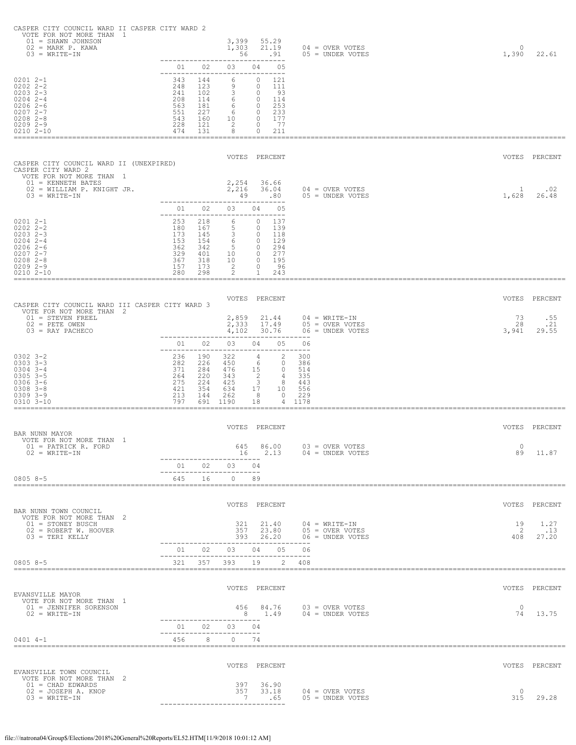## CASPER CITY COUNCIL WARD II CASPER CITY WARD 2

VOTE FOR NOT MORE THAN 1

| | VOTES | PERCENT | | VOTES | PERCENT |
|---|---|---|---|---|---|
| 01 = SHAWN JOHNSON | 3,399 | 55.29 | | | |
| 02 = MARK P. KAWA | 1,303 | 21.19 | 04 = OVER VOTES | 0 | |
| 03 = WRITE-IN | 56 | .91 | 05 = UNDER VOTES | 1,390 | 22.61 |

| Precinct | 01 | 02 | 03 | 04 | 05 |
|---|---|---|---|---|---|
| 0201 2-1 | 343 | 144 | 6 | 0 | 121 |
| 0202 2-2 | 248 | 123 | 9 | 0 | 111 |
| 0203 2-3 | 241 | 102 | 3 | 0 | 93 |
| 0204 2-4 | 208 | 114 | 6 | 0 | 114 |
| 0206 2-6 | 563 | 181 | 6 | 0 | 253 |
| 0207 2-7 | 551 | 227 | 6 | 0 | 233 |
| 0208 2-8 | 543 | 160 | 10 | 0 | 177 |
| 0209 2-9 | 228 | 121 | 2 | 0 | 77 |
| 0210 2-10 | 474 | 131 | 8 | 0 | 211 |

## CASPER CITY COUNCIL WARD II (UNEXPIRED) CASPER CITY WARD 2

VOTE FOR NOT MORE THAN 1

| | VOTES | PERCENT | | VOTES | PERCENT |
|---|---|---|---|---|---|
| 01 = KENNETH BATES | 2,254 | 36.66 | | | |
| 02 = WILLIAM P. KNIGHT JR. | 2,216 | 36.04 | 04 = OVER VOTES | 1 | .02 |
| 03 = WRITE-IN | 49 | .80 | 05 = UNDER VOTES | 1,628 | 26.48 |

| Precinct | 01 | 02 | 03 | 04 | 05 |
|---|---|---|---|---|---|
| 0201 2-1 | 253 | 218 | 6 | 0 | 137 |
| 0202 2-2 | 180 | 167 | 5 | 0 | 139 |
| 0203 2-3 | 173 | 145 | 3 | 0 | 118 |
| 0204 2-4 | 153 | 154 | 6 | 0 | 129 |
| 0206 2-6 | 362 | 342 | 5 | 0 | 294 |
| 0207 2-7 | 329 | 401 | 10 | 0 | 277 |
| 0208 2-8 | 367 | 318 | 10 | 0 | 195 |
| 0209 2-9 | 157 | 173 | 2 | 0 | 96 |
| 0210 2-10 | 280 | 298 | 2 | 1 | 243 |

## CASPER CITY COUNCIL WARD III CASPER CITY WARD 3

VOTE FOR NOT MORE THAN 2

| | VOTES | PERCENT | | VOTES | PERCENT |
|---|---|---|---|---|---|
| 01 = STEVEN FREEL | 2,859 | 21.44 | 04 = WRITE-IN | 73 | .55 |
| 02 = PETE OWEN | 2,333 | 17.49 | 05 = OVER VOTES | 28 | .21 |
| 03 = RAY PACHECO | 4,102 | 30.76 | 06 = UNDER VOTES | 3,941 | 29.55 |

| Precinct | 01 | 02 | 03 | 04 | 05 | 06 |
|---|---|---|---|---|---|---|
| 0302 3-2 | 236 | 190 | 322 | 4 | 2 | 300 |
| 0303 3-3 | 282 | 226 | 450 | 6 | 0 | 386 |
| 0304 3-4 | 371 | 284 | 476 | 15 | 0 | 514 |
| 0305 3-5 | 264 | 220 | 343 | 2 | 4 | 335 |
| 0306 3-6 | 275 | 224 | 425 | 3 | 8 | 443 |
| 0308 3-8 | 421 | 354 | 634 | 17 | 10 | 556 |
| 0309 3-9 | 213 | 144 | 262 | 8 | 0 | 229 |
| 0310 3-10 | 797 | 691 | 1190 | 18 | 4 | 1178 |

## BAR NUNN MAYOR

VOTE FOR NOT MORE THAN 1

| | VOTES | PERCENT | | VOTES | PERCENT |
|---|---|---|---|---|---|
| 01 = PATRICK R. FORD | 645 | 86.00 | 03 = OVER VOTES | 0 | |
| 02 = WRITE-IN | 16 | 2.13 | 04 = UNDER VOTES | 89 | 11.87 |

| Precinct | 01 | 02 | 03 | 04 |
|---|---|---|---|---|
| 0805 8-5 | 645 | 16 | 0 | 89 |

## BAR NUNN TOWN COUNCIL

VOTE FOR NOT MORE THAN 2

| | VOTES | PERCENT | | VOTES | PERCENT |
|---|---|---|---|---|---|
| 01 = STONEY BUSCH | 321 | 21.40 | 04 = WRITE-IN | 19 | 1.27 |
| 02 = ROBERT W. HOOVER | 357 | 23.80 | 05 = OVER VOTES | 2 | .13 |
| 03 = TERI KELLY | 393 | 26.20 | 06 = UNDER VOTES | 408 | 27.20 |

| Precinct | 01 | 02 | 03 | 04 | 05 | 06 |
|---|---|---|---|---|---|---|
| 0805 8-5 | 321 | 357 | 393 | 19 | 2 | 408 |

## EVANSVILLE MAYOR

VOTE FOR NOT MORE THAN 1

| | VOTES | PERCENT | | VOTES | PERCENT |
|---|---|---|---|---|---|
| 01 = JENNIFER SORENSON | 456 | 84.76 | 03 = OVER VOTES | 0 | |
| 02 = WRITE-IN | 8 | 1.49 | 04 = UNDER VOTES | 74 | 13.75 |

| Precinct | 01 | 02 | 03 | 04 |
|---|---|---|---|---|
| 0401 4-1 | 456 | 8 | 0 | 74 |

## EVANSVILLE TOWN COUNCIL

VOTE FOR NOT MORE THAN 2

| | VOTES | PERCENT | | VOTES | PERCENT |
|---|---|---|---|---|---|
| 01 = CHAD EDWARDS | 397 | 36.90 | | | |
| 02 = JOSEPH A. KNOP | 357 | 33.18 | 04 = OVER VOTES | 0 | |
| 03 = WRITE-IN | 7 | .65 | 05 = UNDER VOTES | 315 | 29.28 |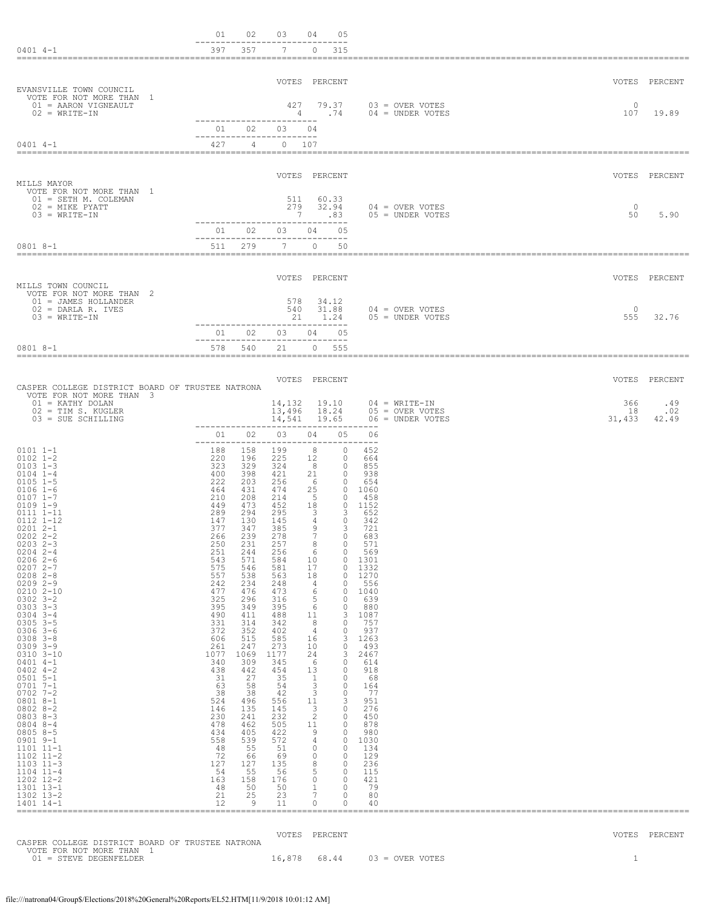| | 01 | 02 | 03 | 04 | 05 |
|---|---|---|---|---|---|
| 0401 4-1 | 397 | 357 | 7 | 0 | 315 |

## EVANSVILLE TOWN COUNCIL

VOTE FOR NOT MORE THAN 1

| | VOTES | PERCENT | | VOTES | PERCENT |
|---|---|---|---|---|---|
| 01 = AARON VIGNEAULT | 427 | 79.37 | 03 = OVER VOTES | 0 | |
| 02 = WRITE-IN | 4 | .74 | 04 = UNDER VOTES | 107 | 19.89 |

| | 01 | 02 | 03 | 04 |
|---|---|---|---|---|
| 0401 4-1 | 427 | 4 | 0 | 107 |

## MILLS MAYOR

VOTE FOR NOT MORE THAN 1

| | VOTES | PERCENT | | VOTES | PERCENT |
|---|---|---|---|---|---|
| 01 = SETH M. COLEMAN | 511 | 60.33 | | | |
| 02 = MIKE PYATT | 279 | 32.94 | 04 = OVER VOTES | 0 | |
| 03 = WRITE-IN | 7 | .83 | 05 = UNDER VOTES | 50 | 5.90 |

| | 01 | 02 | 03 | 04 | 05 |
|---|---|---|---|---|---|
| 0801 8-1 | 511 | 279 | 7 | 0 | 50 |

## MILLS TOWN COUNCIL

VOTE FOR NOT MORE THAN 2

| | VOTES | PERCENT | | VOTES | PERCENT |
|---|---|---|---|---|---|
| 01 = JAMES HOLLANDER | 578 | 34.12 | | | |
| 02 = DARLA R. IVES | 540 | 31.88 | 04 = OVER VOTES | 0 | |
| 03 = WRITE-IN | 21 | 1.24 | 05 = UNDER VOTES | 555 | 32.76 |

| | 01 | 02 | 03 | 04 | 05 |
|---|---|---|---|---|---|
| 0801 8-1 | 578 | 540 | 21 | 0 | 555 |

## CASPER COLLEGE DISTRICT BOARD OF TRUSTEE NATRONA

VOTE FOR NOT MORE THAN 3

| | VOTES | PERCENT | | VOTES | PERCENT |
|---|---|---|---|---|---|
| 01 = KATHY DOLAN | 14,132 | 19.10 | 04 = WRITE-IN | 366 | .49 |
| 02 = TIM S. KUGLER | 13,496 | 18.24 | 05 = OVER VOTES | 18 | .02 |
| 03 = SUE SCHILLING | 14,541 | 19.65 | 06 = UNDER VOTES | 31,433 | 42.49 |

| | 01 | 02 | 03 | 04 | 05 | 06 |
|---|---|---|---|---|---|---|
| 0101 1-1 | 188 | 158 | 199 | 8 | 0 | 452 |
| 0102 1-2 | 220 | 196 | 225 | 12 | 0 | 664 |
| 0103 1-3 | 323 | 329 | 324 | 8 | 0 | 855 |
| 0104 1-4 | 400 | 398 | 421 | 21 | 0 | 938 |
| 0105 1-5 | 222 | 203 | 256 | 6 | 0 | 654 |
| 0106 1-6 | 464 | 431 | 474 | 25 | 0 | 1060 |
| 0107 1-7 | 210 | 208 | 214 | 5 | 0 | 458 |
| 0109 1-9 | 449 | 473 | 452 | 18 | 0 | 1152 |
| 0111 1-11 | 289 | 294 | 295 | 3 | 3 | 652 |
| 0112 1-12 | 147 | 130 | 145 | 4 | 0 | 342 |
| 0201 2-1 | 377 | 347 | 385 | 9 | 3 | 721 |
| 0202 2-2 | 266 | 239 | 278 | 7 | 0 | 683 |
| 0203 2-3 | 250 | 231 | 257 | 8 | 0 | 571 |
| 0204 2-4 | 251 | 244 | 256 | 6 | 0 | 569 |
| 0206 2-6 | 543 | 571 | 584 | 10 | 0 | 1301 |
| 0207 2-7 | 575 | 546 | 581 | 17 | 0 | 1332 |
| 0208 2-8 | 557 | 538 | 563 | 18 | 0 | 1270 |
| 0209 2-9 | 242 | 234 | 248 | 4 | 0 | 556 |
| 0210 2-10 | 477 | 476 | 473 | 6 | 0 | 1040 |
| 0302 3-2 | 325 | 296 | 316 | 5 | 0 | 639 |
| 0303 3-3 | 395 | 349 | 395 | 6 | 0 | 880 |
| 0304 3-4 | 490 | 411 | 488 | 11 | 3 | 1087 |
| 0305 3-5 | 331 | 314 | 342 | 8 | 0 | 757 |
| 0306 3-6 | 372 | 352 | 402 | 4 | 0 | 937 |
| 0308 3-8 | 606 | 515 | 585 | 16 | 3 | 1263 |
| 0309 3-9 | 261 | 247 | 273 | 10 | 0 | 493 |
| 0310 3-10 | 1077 | 1069 | 1177 | 24 | 3 | 2467 |
| 0401 4-1 | 340 | 309 | 345 | 6 | 0 | 614 |
| 0402 4-2 | 438 | 442 | 454 | 13 | 0 | 918 |
| 0501 5-1 | 31 | 27 | 35 | 1 | 0 | 68 |
| 0701 7-1 | 63 | 58 | 54 | 3 | 0 | 164 |
| 0702 7-2 | 38 | 38 | 42 | 3 | 0 | 77 |
| 0801 8-1 | 524 | 496 | 556 | 11 | 3 | 951 |
| 0802 8-2 | 146 | 135 | 145 | 3 | 0 | 276 |
| 0803 8-3 | 230 | 241 | 232 | 2 | 0 | 450 |
| 0804 8-4 | 478 | 462 | 505 | 11 | 0 | 878 |
| 0805 8-5 | 434 | 405 | 422 | 9 | 0 | 980 |
| 0901 9-1 | 558 | 539 | 572 | 4 | 0 | 1030 |
| 1101 11-1 | 48 | 55 | 51 | 0 | 0 | 134 |
| 1102 11-2 | 72 | 66 | 69 | 0 | 0 | 129 |
| 1103 11-3 | 127 | 127 | 135 | 8 | 0 | 236 |
| 1104 11-4 | 54 | 55 | 56 | 5 | 0 | 115 |
| 1202 12-2 | 163 | 158 | 176 | 0 | 0 | 421 |
| 1301 13-1 | 48 | 50 | 50 | 1 | 0 | 79 |
| 1302 13-2 | 21 | 25 | 23 | 7 | 0 | 80 |
| 1401 14-1 | 12 | 9 | 11 | 0 | 0 | 40 |

## CASPER COLLEGE DISTRICT BOARD OF TRUSTEE NATRONA

VOTE FOR NOT MORE THAN 1

| | VOTES | PERCENT | | VOTES | PERCENT |
|---|---|---|---|---|---|
| 01 = STEVE DEGENFELDER | 16,878 | 68.44 | 03 = OVER VOTES | 1 | |

file:///natrona04/Group$/Elections/2018%20General%20Reports/EL52.HTM[11/9/2018 10:01:12 AM]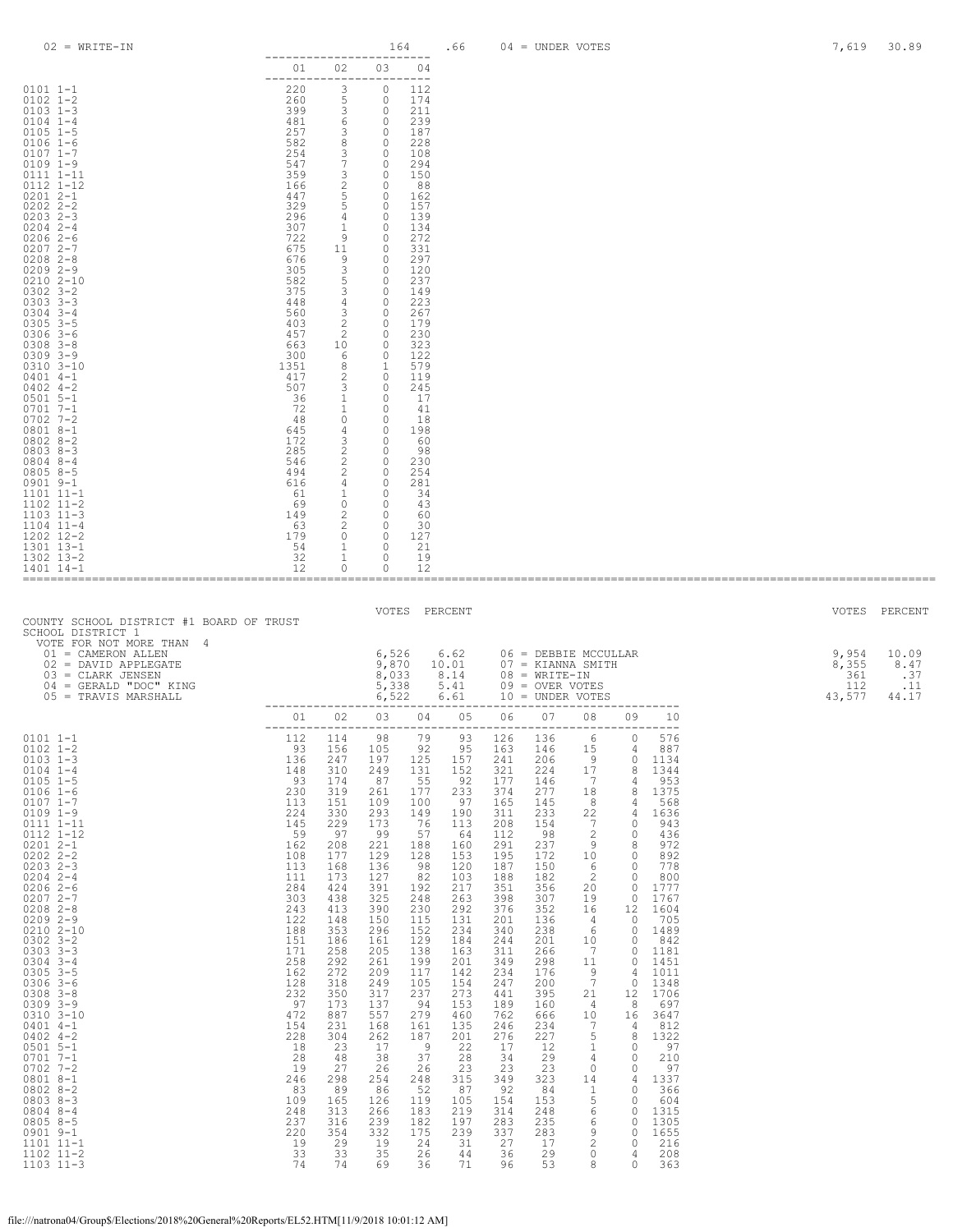| | VOTES | PERCENT | | VOTES | PERCENT |
|---|---|---|---|---|---|
| 02 = WRITE-IN | 164 | .66 | 04 = UNDER VOTES | 7,619 | 30.89 |

| | 01 | 02 | 03 | 04 |
|---|---|---|---|---|
| 0101 1-1 | 220 | 3 | 0 | 112 |
| 0102 1-2 | 260 | 5 | 0 | 174 |
| 0103 1-3 | 399 | 3 | 0 | 211 |
| 0104 1-4 | 481 | 6 | 0 | 239 |
| 0105 1-5 | 257 | 3 | 0 | 187 |
| 0106 1-6 | 582 | 8 | 0 | 228 |
| 0107 1-7 | 254 | 3 | 0 | 108 |
| 0109 1-9 | 547 | 7 | 0 | 294 |
| 0111 1-11 | 359 | 3 | 0 | 150 |
| 0112 1-12 | 166 | 2 | 0 | 88 |
| 0201 2-1 | 447 | 5 | 0 | 162 |
| 0202 2-2 | 329 | 5 | 0 | 157 |
| 0203 2-3 | 296 | 4 | 0 | 139 |
| 0204 2-4 | 307 | 1 | 0 | 134 |
| 0206 2-6 | 722 | 9 | 0 | 272 |
| 0207 2-7 | 675 | 11 | 0 | 331 |
| 0208 2-8 | 676 | 9 | 0 | 297 |
| 0209 2-9 | 305 | 3 | 0 | 120 |
| 0210 2-10 | 582 | 5 | 0 | 237 |
| 0302 3-2 | 375 | 3 | 0 | 149 |
| 0303 3-3 | 448 | 4 | 0 | 223 |
| 0304 3-4 | 560 | 3 | 0 | 267 |
| 0305 3-5 | 403 | 2 | 0 | 179 |
| 0306 3-6 | 457 | 2 | 0 | 230 |
| 0308 3-8 | 663 | 10 | 0 | 323 |
| 0309 3-9 | 300 | 6 | 0 | 122 |
| 0310 3-10 | 1351 | 8 | 1 | 579 |
| 0401 4-1 | 417 | 2 | 0 | 119 |
| 0402 4-2 | 507 | 3 | 0 | 245 |
| 0501 5-1 | 36 | 1 | 0 | 17 |
| 0701 7-1 | 72 | 1 | 0 | 41 |
| 0702 7-2 | 48 | 0 | 0 | 18 |
| 0801 8-1 | 645 | 4 | 0 | 198 |
| 0802 8-2 | 172 | 3 | 0 | 60 |
| 0803 8-3 | 285 | 2 | 0 | 98 |
| 0804 8-4 | 546 | 2 | 0 | 230 |
| 0805 8-5 | 494 | 2 | 0 | 254 |
| 0901 9-1 | 616 | 4 | 0 | 281 |
| 1101 11-1 | 61 | 1 | 0 | 34 |
| 1102 11-2 | 69 | 0 | 0 | 43 |
| 1103 11-3 | 149 | 2 | 0 | 60 |
| 1104 11-4 | 63 | 2 | 0 | 30 |
| 1202 12-2 | 179 | 0 | 0 | 127 |
| 1301 13-1 | 54 | 1 | 0 | 21 |
| 1302 13-2 | 32 | 1 | 0 | 19 |
| 1401 14-1 | 12 | 0 | 0 | 12 |

COUNTY SCHOOL DISTRICT #1 BOARD OF TRUST
SCHOOL DISTRICT 1
VOTE FOR NOT MORE THAN 4

| | VOTES | PERCENT | | VOTES | PERCENT |
|---|---|---|---|---|---|
| 01 = CAMERON ALLEN | 6,526 | 6.62 | 06 = DEBBIE MCCULLAR | 9,954 | 10.09 |
| 02 = DAVID APPLEGATE | 9,870 | 10.01 | 07 = KIANNA SMITH | 8,355 | 8.47 |
| 03 = CLARK JENSEN | 8,033 | 8.14 | 08 = WRITE-IN | 361 | .37 |
| 04 = GERALD "DOC" KING | 5,338 | 5.41 | 09 = OVER VOTES | 112 | .11 |
| 05 = TRAVIS MARSHALL | 6,522 | 6.61 | 10 = UNDER VOTES | 43,577 | 44.17 |

| | 01 | 02 | 03 | 04 | 05 | 06 | 07 | 08 | 09 | 10 |
|---|---|---|---|---|---|---|---|---|---|---|
| 0101 1-1 | 112 | 114 | 98 | 79 | 93 | 126 | 136 | 6 | 0 | 576 |
| 0102 1-2 | 93 | 156 | 105 | 92 | 95 | 163 | 146 | 15 | 4 | 887 |
| 0103 1-3 | 136 | 247 | 197 | 125 | 157 | 241 | 206 | 9 | 0 | 1134 |
| 0104 1-4 | 148 | 310 | 249 | 131 | 152 | 321 | 224 | 17 | 8 | 1344 |
| 0105 1-5 | 93 | 174 | 87 | 55 | 92 | 177 | 146 | 7 | 4 | 953 |
| 0106 1-6 | 230 | 319 | 261 | 177 | 233 | 374 | 277 | 18 | 8 | 1375 |
| 0107 1-7 | 113 | 151 | 109 | 100 | 97 | 165 | 145 | 8 | 4 | 568 |
| 0109 1-9 | 224 | 330 | 293 | 149 | 190 | 311 | 233 | 22 | 4 | 1636 |
| 0111 1-11 | 145 | 229 | 173 | 76 | 113 | 208 | 154 | 7 | 0 | 943 |
| 0112 1-12 | 59 | 97 | 99 | 57 | 64 | 112 | 98 | 2 | 0 | 436 |
| 0201 2-1 | 162 | 208 | 221 | 188 | 160 | 291 | 237 | 9 | 8 | 972 |
| 0202 2-2 | 108 | 177 | 129 | 128 | 153 | 195 | 172 | 10 | 0 | 892 |
| 0203 2-3 | 113 | 168 | 136 | 98 | 120 | 187 | 150 | 6 | 0 | 778 |
| 0204 2-4 | 111 | 173 | 127 | 82 | 103 | 188 | 182 | 2 | 0 | 800 |
| 0206 2-6 | 284 | 424 | 391 | 192 | 217 | 351 | 356 | 20 | 0 | 1777 |
| 0207 2-7 | 303 | 438 | 325 | 248 | 263 | 398 | 307 | 19 | 0 | 1767 |
| 0208 2-8 | 243 | 413 | 390 | 230 | 292 | 376 | 352 | 16 | 12 | 1604 |
| 0209 2-9 | 122 | 148 | 150 | 115 | 131 | 201 | 136 | 4 | 0 | 705 |
| 0210 2-10 | 188 | 353 | 296 | 152 | 234 | 340 | 238 | 6 | 0 | 1489 |
| 0302 3-2 | 151 | 186 | 161 | 129 | 184 | 244 | 201 | 10 | 0 | 842 |
| 0303 3-3 | 171 | 258 | 205 | 138 | 163 | 311 | 266 | 7 | 0 | 1181 |
| 0304 3-4 | 258 | 292 | 261 | 199 | 201 | 349 | 298 | 11 | 0 | 1451 |
| 0305 3-5 | 162 | 272 | 209 | 117 | 142 | 234 | 176 | 9 | 4 | 1011 |
| 0306 3-6 | 128 | 318 | 249 | 105 | 154 | 247 | 200 | 7 | 0 | 1348 |
| 0308 3-8 | 232 | 350 | 317 | 237 | 273 | 441 | 395 | 21 | 12 | 1706 |
| 0309 3-9 | 97 | 173 | 137 | 94 | 153 | 189 | 160 | 4 | 8 | 697 |
| 0310 3-10 | 472 | 887 | 557 | 279 | 460 | 762 | 666 | 10 | 16 | 3647 |
| 0401 4-1 | 154 | 231 | 168 | 161 | 135 | 246 | 234 | 7 | 4 | 812 |
| 0402 4-2 | 228 | 304 | 262 | 187 | 201 | 276 | 227 | 5 | 8 | 1322 |
| 0501 5-1 | 18 | 23 | 17 | 9 | 22 | 17 | 12 | 1 | 0 | 97 |
| 0701 7-1 | 28 | 48 | 38 | 37 | 28 | 34 | 29 | 4 | 0 | 210 |
| 0702 7-2 | 19 | 27 | 26 | 26 | 23 | 23 | 23 | 0 | 0 | 97 |
| 0801 8-1 | 246 | 298 | 254 | 248 | 315 | 349 | 323 | 14 | 4 | 1337 |
| 0802 8-2 | 83 | 89 | 86 | 52 | 87 | 92 | 84 | 1 | 0 | 366 |
| 0803 8-3 | 109 | 165 | 126 | 119 | 105 | 154 | 153 | 5 | 0 | 604 |
| 0804 8-4 | 248 | 313 | 266 | 183 | 219 | 314 | 248 | 6 | 0 | 1315 |
| 0805 8-5 | 237 | 316 | 239 | 182 | 197 | 283 | 235 | 6 | 0 | 1305 |
| 0901 9-1 | 220 | 354 | 332 | 175 | 239 | 337 | 283 | 9 | 0 | 1655 |
| 1101 11-1 | 19 | 29 | 19 | 24 | 31 | 27 | 17 | 2 | 0 | 216 |
| 1102 11-2 | 33 | 33 | 35 | 26 | 44 | 36 | 29 | 0 | 4 | 208 |
| 1103 11-3 | 74 | 74 | 69 | 36 | 71 | 96 | 53 | 8 | 0 | 363 |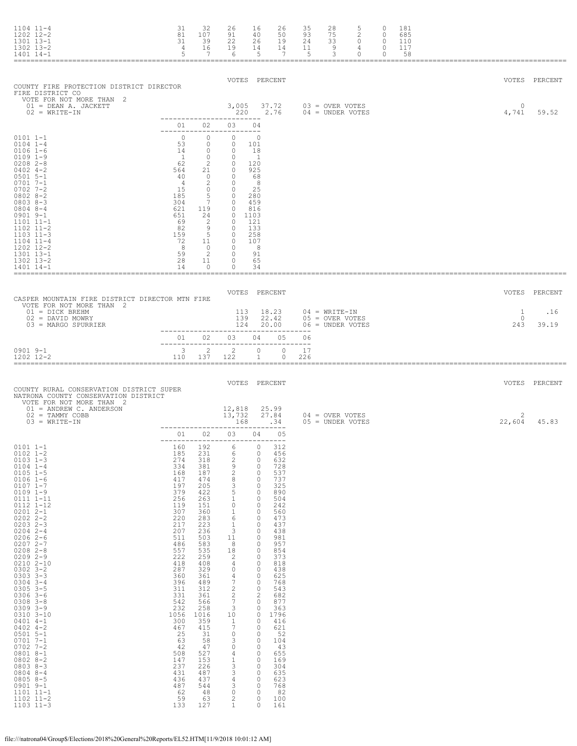| Precinct | | | | | | | | | | |
|---|---|---|---|---|---|---|---|---|---|---|
| 1104 11-4 | 31 | 32 | 26 | 16 | 26 | 35 | 28 | 5 | 0 | 181 |
| 1202 12-2 | 81 | 107 | 91 | 40 | 50 | 93 | 75 | 2 | 0 | 685 |
| 1301 13-1 | 31 | 39 | 22 | 26 | 19 | 24 | 33 | 0 | 0 | 110 |
| 1302 13-2 | 4 | 16 | 19 | 14 | 14 | 11 | 9 | 4 | 0 | 117 |
| 1401 14-1 | 5 | 7 | 6 | 5 | 7 | 5 | 3 | 0 | 0 | 58 |

## COUNTY FIRE PROTECTION DISTRICT DIRECTOR

FIRE DISTRICT CO

VOTE FOR NOT MORE THAN 2

| | VOTES | PERCENT | | VOTES | PERCENT |
|---|---|---|---|---|---|
| 01 = DEAN A. JACKETT | 3,005 | 37.72 | 03 = OVER VOTES | 0 | |
| 02 = WRITE-IN | 220 | 2.76 | 04 = UNDER VOTES | 4,741 | 59.52 |

| Precinct | 01 | 02 | 03 | 04 |
|---|---|---|---|---|
| 0101 1-1 | 0 | 0 | 0 | 0 |
| 0104 1-4 | 53 | 0 | 0 | 101 |
| 0106 1-6 | 14 | 0 | 0 | 18 |
| 0109 1-9 | 1 | 0 | 0 | 1 |
| 0208 2-8 | 62 | 2 | 0 | 120 |
| 0402 4-2 | 564 | 21 | 0 | 925 |
| 0501 5-1 | 40 | 0 | 0 | 68 |
| 0701 7-1 | 4 | 2 | 0 | 8 |
| 0702 7-2 | 15 | 0 | 0 | 25 |
| 0802 8-2 | 185 | 5 | 0 | 280 |
| 0803 8-3 | 304 | 7 | 0 | 459 |
| 0804 8-4 | 621 | 119 | 0 | 816 |
| 0901 9-1 | 651 | 24 | 0 | 1103 |
| 1101 11-1 | 69 | 2 | 0 | 121 |
| 1102 11-2 | 82 | 9 | 0 | 133 |
| 1103 11-3 | 159 | 5 | 0 | 258 |
| 1104 11-4 | 72 | 11 | 0 | 107 |
| 1202 12-2 | 8 | 0 | 0 | 8 |
| 1301 13-1 | 59 | 2 | 0 | 91 |
| 1302 13-2 | 28 | 11 | 0 | 65 |
| 1401 14-1 | 14 | 0 | 0 | 34 |

## CASPER MOUNTAIN FIRE DISTRICT DIRECTOR MTN FIRE

VOTE FOR NOT MORE THAN 2

| | VOTES | PERCENT | | VOTES | PERCENT |
|---|---|---|---|---|---|
| 01 = DICK BREHM | 113 | 18.23 | 04 = WRITE-IN | 1 | .16 |
| 02 = DAVID MOWRY | 139 | 22.42 | 05 = OVER VOTES | 0 | |
| 03 = MARGO SPURRIER | 124 | 20.00 | 06 = UNDER VOTES | 243 | 39.19 |

| Precinct | 01 | 02 | 03 | 04 | 05 | 06 |
|---|---|---|---|---|---|---|
| 0901 9-1 | 3 | 2 | 2 | 0 | 0 | 17 |
| 1202 12-2 | 110 | 137 | 122 | 1 | 0 | 226 |

## COUNTY RURAL CONSERVATION DISTRICT SUPER

NATRONA COUNTY CONSERVATION DISTRICT

VOTE FOR NOT MORE THAN 2

| | VOTES | PERCENT | | VOTES | PERCENT |
|---|---|---|---|---|---|
| 01 = ANDREW C. ANDERSON | 12,818 | 25.99 | | | |
| 02 = TAMMY COBB | 13,732 | 27.84 | 04 = OVER VOTES | 2 | |
| 03 = WRITE-IN | 168 | .34 | 05 = UNDER VOTES | 22,604 | 45.83 |

| Precinct | 01 | 02 | 03 | 04 | 05 |
|---|---|---|---|---|---|
| 0101 1-1 | 160 | 192 | 6 | 0 | 312 |
| 0102 1-2 | 185 | 231 | 6 | 0 | 456 |
| 0103 1-3 | 274 | 318 | 2 | 0 | 632 |
| 0104 1-4 | 334 | 381 | 9 | 0 | 728 |
| 0105 1-5 | 168 | 187 | 2 | 0 | 537 |
| 0106 1-6 | 417 | 474 | 8 | 0 | 737 |
| 0107 1-7 | 197 | 205 | 3 | 0 | 325 |
| 0109 1-9 | 379 | 422 | 5 | 0 | 890 |
| 0111 1-11 | 256 | 263 | 1 | 0 | 504 |
| 0112 1-12 | 119 | 151 | 0 | 0 | 242 |
| 0201 2-1 | 307 | 360 | 1 | 0 | 560 |
| 0202 2-2 | 220 | 283 | 6 | 0 | 473 |
| 0203 2-3 | 217 | 223 | 1 | 0 | 437 |
| 0204 2-4 | 207 | 236 | 3 | 0 | 438 |
| 0206 2-6 | 511 | 503 | 11 | 0 | 981 |
| 0207 2-7 | 486 | 583 | 8 | 0 | 957 |
| 0208 2-8 | 557 | 535 | 18 | 0 | 854 |
| 0209 2-9 | 222 | 259 | 2 | 0 | 373 |
| 0210 2-10 | 418 | 408 | 4 | 0 | 818 |
| 0302 3-2 | 287 | 329 | 0 | 0 | 438 |
| 0303 3-3 | 360 | 361 | 4 | 0 | 625 |
| 0304 3-4 | 396 | 489 | 7 | 0 | 768 |
| 0305 3-5 | 311 | 312 | 2 | 0 | 543 |
| 0306 3-6 | 331 | 361 | 2 | 2 | 682 |
| 0308 3-8 | 542 | 566 | 7 | 0 | 877 |
| 0309 3-9 | 232 | 258 | 3 | 0 | 363 |
| 0310 3-10 | 1056 | 1016 | 10 | 0 | 1796 |
| 0401 4-1 | 300 | 359 | 1 | 0 | 416 |
| 0402 4-2 | 467 | 415 | 7 | 0 | 621 |
| 0501 5-1 | 25 | 31 | 0 | 0 | 52 |
| 0701 7-1 | 63 | 58 | 3 | 0 | 104 |
| 0702 7-2 | 42 | 47 | 0 | 0 | 43 |
| 0801 8-1 | 508 | 527 | 4 | 0 | 655 |
| 0802 8-2 | 147 | 153 | 1 | 0 | 169 |
| 0803 8-3 | 237 | 226 | 3 | 0 | 304 |
| 0804 8-4 | 431 | 487 | 3 | 0 | 635 |
| 0805 8-5 | 436 | 437 | 4 | 0 | 623 |
| 0901 9-1 | 487 | 544 | 3 | 0 | 768 |
| 1101 11-1 | 62 | 48 | 0 | 0 | 82 |
| 1102 11-2 | 59 | 63 | 2 | 0 | 100 |
| 1103 11-3 | 133 | 127 | 1 | 0 | 161 |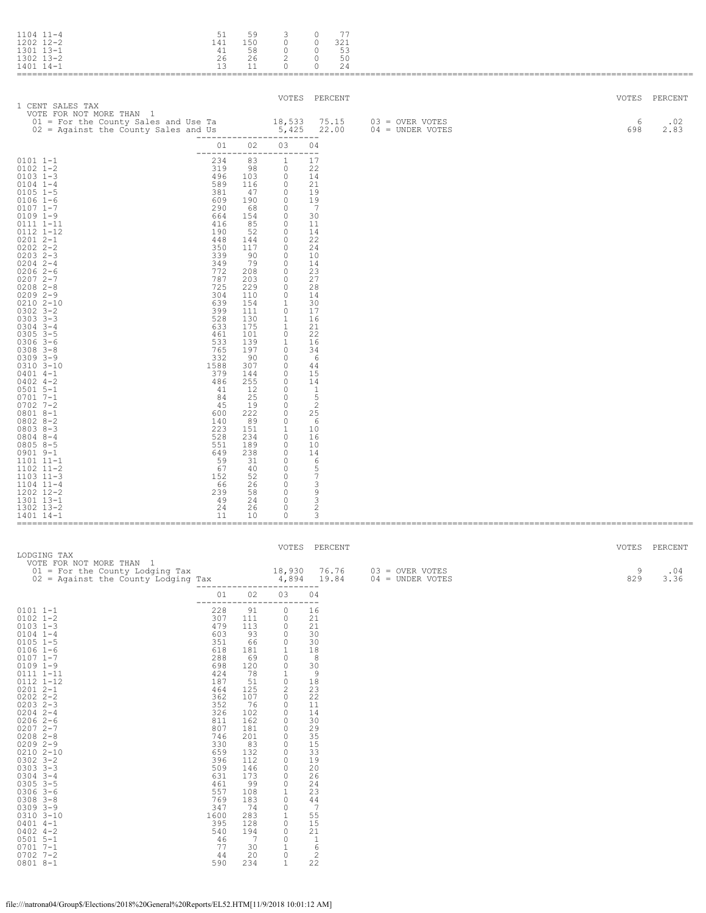| | 01 | 02 | 03 | 04 |
|---|---|---|---|---|
| 1104 11-4 | 51 | 59 | 3 | 0 | 77 |
| 1202 12-2 | 141 | 150 | 0 | 0 | 321 |
| 1301 13-1 | 41 | 58 | 0 | 0 | 53 |
| 1302 13-2 | 26 | 26 | 2 | 0 | 50 |
| 1401 14-1 | 13 | 11 | 0 | 0 | 24 |

## 1 CENT SALES TAX

VOTE FOR NOT MORE THAN 1

| | VOTES | PERCENT | | VOTES | PERCENT |
|---|---|---|---|---|---|
| 01 = For the County Sales and Use Ta | 18,533 | 75.15 | 03 = OVER VOTES | 6 | .02 |
| 02 = Against the County Sales and Us | 5,425 | 22.00 | 04 = UNDER VOTES | 698 | 2.83 |

| | 01 | 02 | 03 | 04 |
|---|---|---|---|---|
| 0101 1-1 | 234 | 83 | 1 | 17 |
| 0102 1-2 | 319 | 98 | 0 | 22 |
| 0103 1-3 | 496 | 103 | 0 | 14 |
| 0104 1-4 | 589 | 116 | 0 | 21 |
| 0105 1-5 | 381 | 47 | 0 | 19 |
| 0106 1-6 | 609 | 190 | 0 | 19 |
| 0107 1-7 | 290 | 68 | 0 | 7 |
| 0109 1-9 | 664 | 154 | 0 | 30 |
| 0111 1-11 | 416 | 85 | 0 | 11 |
| 0112 1-12 | 190 | 52 | 0 | 14 |
| 0201 2-1 | 448 | 144 | 0 | 22 |
| 0202 2-2 | 350 | 117 | 0 | 24 |
| 0203 2-3 | 339 | 90 | 0 | 10 |
| 0204 2-4 | 349 | 79 | 0 | 14 |
| 0206 2-6 | 772 | 208 | 0 | 23 |
| 0207 2-7 | 787 | 203 | 0 | 27 |
| 0208 2-8 | 725 | 229 | 0 | 28 |
| 0209 2-9 | 304 | 110 | 0 | 14 |
| 0210 2-10 | 639 | 154 | 1 | 30 |
| 0302 3-2 | 399 | 111 | 0 | 17 |
| 0303 3-3 | 528 | 130 | 1 | 16 |
| 0304 3-4 | 633 | 175 | 1 | 21 |
| 0305 3-5 | 461 | 101 | 0 | 22 |
| 0306 3-6 | 533 | 139 | 1 | 16 |
| 0308 3-8 | 765 | 197 | 0 | 34 |
| 0309 3-9 | 332 | 90 | 0 | 6 |
| 0310 3-10 | 1588 | 307 | 0 | 44 |
| 0401 4-1 | 379 | 144 | 0 | 15 |
| 0402 4-2 | 486 | 255 | 0 | 14 |
| 0501 5-1 | 41 | 12 | 0 | 1 |
| 0701 7-1 | 84 | 25 | 0 | 5 |
| 0702 7-2 | 45 | 19 | 0 | 2 |
| 0801 8-1 | 600 | 222 | 0 | 25 |
| 0802 8-2 | 140 | 89 | 0 | 6 |
| 0803 8-3 | 223 | 151 | 1 | 10 |
| 0804 8-4 | 528 | 234 | 0 | 16 |
| 0805 8-5 | 551 | 189 | 0 | 10 |
| 0901 9-1 | 649 | 238 | 0 | 14 |
| 1101 11-1 | 59 | 31 | 0 | 6 |
| 1102 11-2 | 67 | 40 | 0 | 5 |
| 1103 11-3 | 152 | 52 | 0 | 7 |
| 1104 11-4 | 66 | 26 | 0 | 3 |
| 1202 12-2 | 239 | 58 | 0 | 9 |
| 1301 13-1 | 49 | 24 | 0 | 3 |
| 1302 13-2 | 24 | 26 | 0 | 2 |
| 1401 14-1 | 11 | 10 | 0 | 3 |

## LODGING TAX

VOTE FOR NOT MORE THAN 1

| | VOTES | PERCENT | | VOTES | PERCENT |
|---|---|---|---|---|---|
| 01 = For the County Lodging Tax | 18,930 | 76.76 | 03 = OVER VOTES | 9 | .04 |
| 02 = Against the County Lodging Tax | 4,894 | 19.84 | 04 = UNDER VOTES | 829 | 3.36 |

| | 01 | 02 | 03 | 04 |
|---|---|---|---|---|
| 0101 1-1 | 228 | 91 | 0 | 16 |
| 0102 1-2 | 307 | 111 | 0 | 21 |
| 0103 1-3 | 479 | 113 | 0 | 21 |
| 0104 1-4 | 603 | 93 | 0 | 30 |
| 0105 1-5 | 351 | 66 | 0 | 30 |
| 0106 1-6 | 618 | 181 | 1 | 18 |
| 0107 1-7 | 288 | 69 | 0 | 8 |
| 0109 1-9 | 698 | 120 | 0 | 30 |
| 0111 1-11 | 424 | 78 | 1 | 9 |
| 0112 1-12 | 187 | 51 | 0 | 18 |
| 0201 2-1 | 464 | 125 | 2 | 23 |
| 0202 2-2 | 362 | 107 | 0 | 22 |
| 0203 2-3 | 352 | 76 | 0 | 11 |
| 0204 2-4 | 326 | 102 | 0 | 14 |
| 0206 2-6 | 811 | 162 | 0 | 30 |
| 0207 2-7 | 807 | 181 | 0 | 29 |
| 0208 2-8 | 746 | 201 | 0 | 35 |
| 0209 2-9 | 330 | 83 | 0 | 15 |
| 0210 2-10 | 659 | 132 | 0 | 33 |
| 0302 3-2 | 396 | 112 | 0 | 19 |
| 0303 3-3 | 509 | 146 | 0 | 20 |
| 0304 3-4 | 631 | 173 | 0 | 26 |
| 0305 3-5 | 461 | 99 | 0 | 24 |
| 0306 3-6 | 557 | 108 | 1 | 23 |
| 0308 3-8 | 769 | 183 | 0 | 44 |
| 0309 3-9 | 347 | 74 | 0 | 7 |
| 0310 3-10 | 1600 | 283 | 1 | 55 |
| 0401 4-1 | 395 | 128 | 0 | 15 |
| 0402 4-2 | 540 | 194 | 0 | 21 |
| 0501 5-1 | 46 | 7 | 0 | 1 |
| 0701 7-1 | 77 | 30 | 1 | 6 |
| 0702 7-2 | 44 | 20 | 0 | 2 |
| 0801 8-1 | 590 | 234 | 1 | 22 |

file:///natrona04/Group$/Elections/2018%20General%20Reports/EL52.HTM[11/9/2018 10:01:12 AM]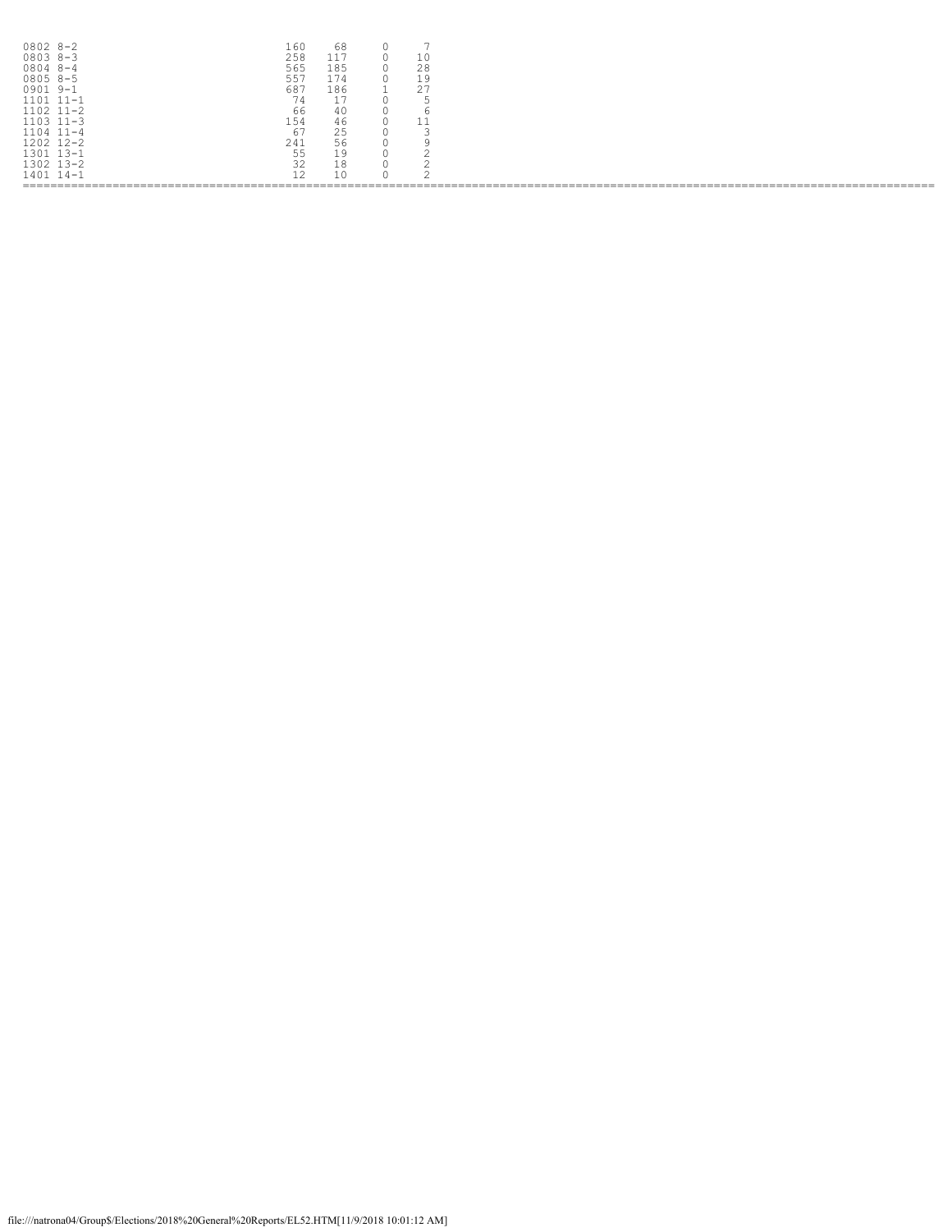| | | | | |
|---|---|---|---|---|
| 0802 8-2 | 160 | 68 | 0 | 7 |
| 0803 8-3 | 258 | 117 | 0 | 10 |
| 0804 8-4 | 565 | 185 | 0 | 28 |
| 0805 8-5 | 557 | 174 | 0 | 19 |
| 0901 9-1 | 687 | 186 | 1 | 27 |
| 1101 11-1 | 74 | 17 | 0 | 5 |
| 1102 11-2 | 66 | 40 | 0 | 6 |
| 1103 11-3 | 154 | 46 | 0 | 11 |
| 1104 11-4 | 67 | 25 | 0 | 3 |
| 1202 12-2 | 241 | 56 | 0 | 9 |
| 1301 13-1 | 55 | 19 | 0 | 2 |
| 1302 13-2 | 32 | 18 | 0 | 2 |
| 1401 14-1 | 12 | 10 | 0 | 2 |